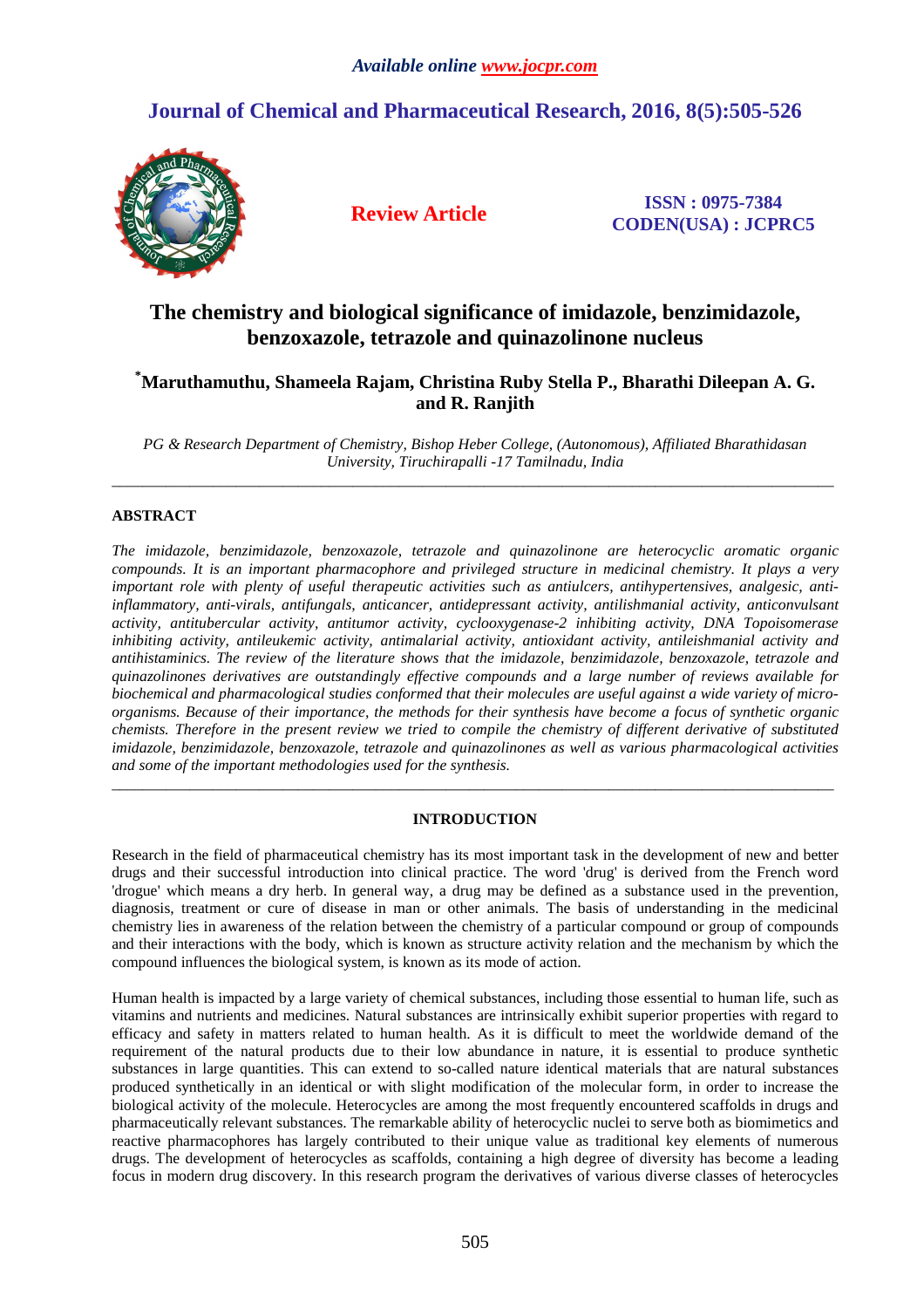*Available online www.jocpr.com*

## Journal of Chemical and Pharmaceutical Research, 2016, 8(5):505-526

**Review Article**

**ISSN : 0975-7384**
**CODEN(USA) : JCPRC5**

# The chemistry and biological significance of imidazole, benzimidazole, benzoxazole, tetrazole and quinazolinone nucleus

**[*]Maruthamuthu, Shameela Rajam, Christina Ruby Stella P., Bharathi Dileepan A. G. and R. Ranjith**

*PG & Research Department of Chemistry, Bishop Heber College, (Autonomous), Affiliated Bharathidasan University, Tiruchirapalli -17 Tamilnadu, India*

---

## ABSTRACT

*The imidazole, benzimidazole, benzoxazole, tetrazole and quinazolinone are heterocyclic aromatic organic compounds. It is an important pharmacophore and privileged structure in medicinal chemistry. It plays a very important role with plenty of useful therapeutic activities such as antiulcers, antihypertensives, analgesic, anti-inflammatory, anti-virals, antifungals, anticancer, antidepressant activity, antilishmanial activity, anticonvulsant activity, antitubercular activity, antitumor activity, cyclooxygenase-2 inhibiting activity, DNA Topoisomerase inhibiting activity, antileukemic activity, antimalarial activity, antioxidant activity, antileishmanial activity and antihistaminics. The review of the literature shows that the imidazole, benzimidazole, benzoxazole, tetrazole and quinazolinones derivatives are outstandingly effective compounds and a large number of reviews available for biochemical and pharmacological studies conformed that their molecules are useful against a wide variety of micro-organisms. Because of their importance, the methods for their synthesis have become a focus of synthetic organic chemists. Therefore in the present review we tried to compile the chemistry of different derivative of substituted imidazole, benzimidazole, benzoxazole, tetrazole and quinazolinones as well as various pharmacological activities and some of the important methodologies used for the synthesis.*

---

## INTRODUCTION

Research in the field of pharmaceutical chemistry has its most important task in the development of new and better drugs and their successful introduction into clinical practice. The word 'drug' is derived from the French word 'drogue' which means a dry herb. In general way, a drug may be defined as a substance used in the prevention, diagnosis, treatment or cure of disease in man or other animals. The basis of understanding in the medicinal chemistry lies in awareness of the relation between the chemistry of a particular compound or group of compounds and their interactions with the body, which is known as structure activity relation and the mechanism by which the compound influences the biological system, is known as its mode of action.

Human health is impacted by a large variety of chemical substances, including those essential to human life, such as vitamins and nutrients and medicines. Natural substances are intrinsically exhibit superior properties with regard to efficacy and safety in matters related to human health. As it is difficult to meet the worldwide demand of the requirement of the natural products due to their low abundance in nature, it is essential to produce synthetic substances in large quantities. This can extend to so-called nature identical materials that are natural substances produced synthetically in an identical or with slight modification of the molecular form, in order to increase the biological activity of the molecule. Heterocycles are among the most frequently encountered scaffolds in drugs and pharmaceutically relevant substances. The remarkable ability of heterocyclic nuclei to serve both as biomimetics and reactive pharmacophores has largely contributed to their unique value as traditional key elements of numerous drugs. The development of heterocycles as scaffolds, containing a high degree of diversity has become a leading focus in modern drug discovery. In this research program the derivatives of various diverse classes of heterocycles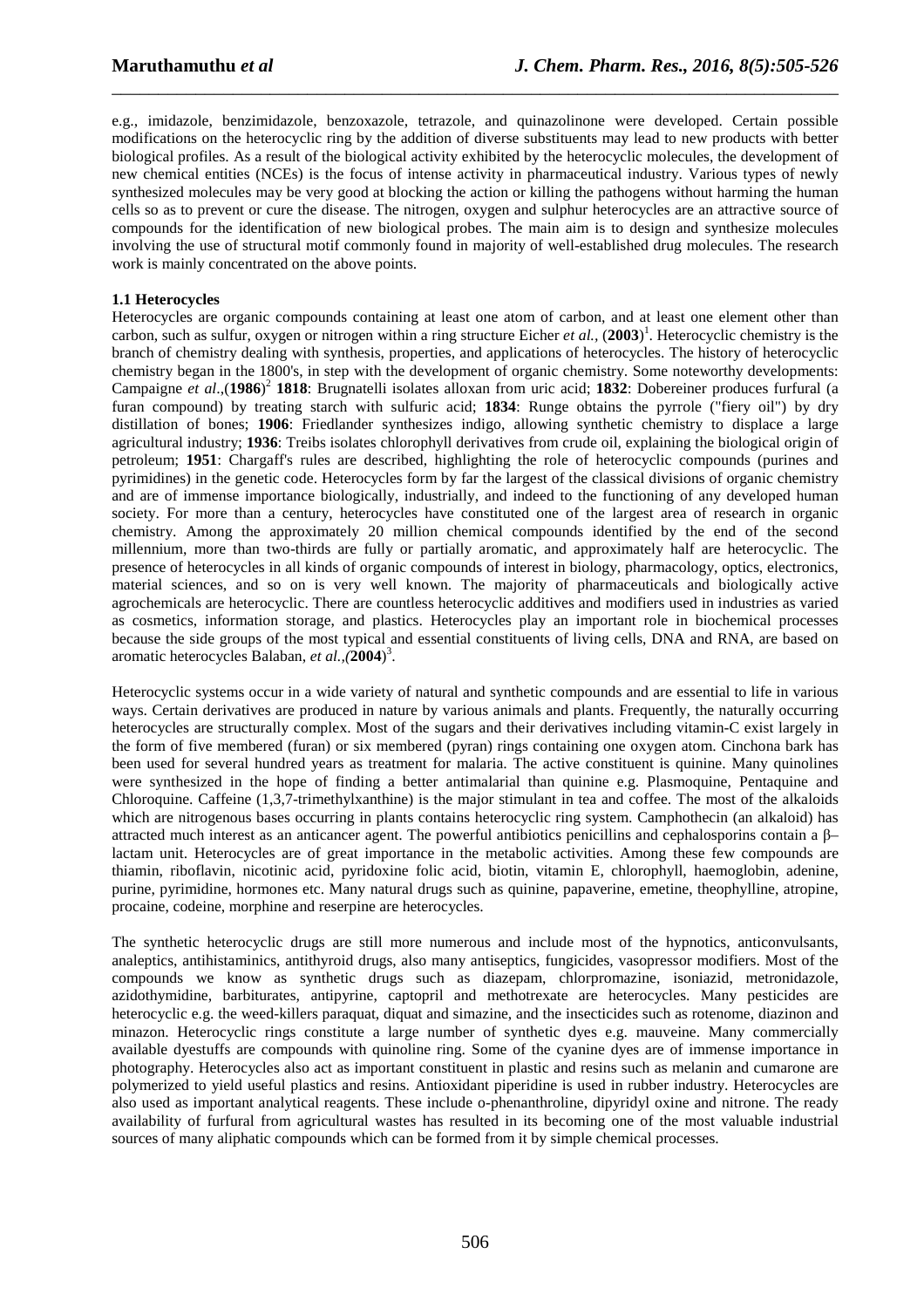e.g., imidazole, benzimidazole, benzoxazole, tetrazole, and quinazolinone were developed. Certain possible modifications on the heterocyclic ring by the addition of diverse substituents may lead to new products with better biological profiles. As a result of the biological activity exhibited by the heterocyclic molecules, the development of new chemical entities (NCEs) is the focus of intense activity in pharmaceutical industry. Various types of newly synthesized molecules may be very good at blocking the action or killing the pathogens without harming the human cells so as to prevent or cure the disease. The nitrogen, oxygen and sulphur heterocycles are an attractive source of compounds for the identification of new biological probes. The main aim is to design and synthesize molecules involving the use of structural motif commonly found in majority of well-established drug molecules. The research work is mainly concentrated on the above points.

**1.1 Heterocycles**

Heterocycles are organic compounds containing at least one atom of carbon, and at least one element other than carbon, such as sulfur, oxygen or nitrogen within a ring structure Eicher *et al.*, (**2003**)[1]. Heterocyclic chemistry is the branch of chemistry dealing with synthesis, properties, and applications of heterocycles. The history of heterocyclic chemistry began in the 1800's, in step with the development of organic chemistry. Some noteworthy developments: Campaigne *et al*.,(**1986**)[2] **1818**: Brugnatelli isolates alloxan from uric acid; **1832**: Dobereiner produces furfural (a furan compound) by treating starch with sulfuric acid; **1834**: Runge obtains the pyrrole ("fiery oil") by dry distillation of bones; **1906**: Friedlander synthesizes indigo, allowing synthetic chemistry to displace a large agricultural industry; **1936**: Treibs isolates chlorophyll derivatives from crude oil, explaining the biological origin of petroleum; **1951**: Chargaff's rules are described, highlighting the role of heterocyclic compounds (purines and pyrimidines) in the genetic code. Heterocycles form by far the largest of the classical divisions of organic chemistry and are of immense importance biologically, industrially, and indeed to the functioning of any developed human society. For more than a century, heterocycles have constituted one of the largest area of research in organic chemistry. Among the approximately 20 million chemical compounds identified by the end of the second millennium, more than two-thirds are fully or partially aromatic, and approximately half are heterocyclic. The presence of heterocycles in all kinds of organic compounds of interest in biology, pharmacology, optics, electronics, material sciences, and so on is very well known. The majority of pharmaceuticals and biologically active agrochemicals are heterocyclic. There are countless heterocyclic additives and modifiers used in industries as varied as cosmetics, information storage, and plastics. Heterocycles play an important role in biochemical processes because the side groups of the most typical and essential constituents of living cells, DNA and RNA, are based on aromatic heterocycles Balaban, *et al.,*(**2004**)[3].

Heterocyclic systems occur in a wide variety of natural and synthetic compounds and are essential to life in various ways. Certain derivatives are produced in nature by various animals and plants. Frequently, the naturally occurring heterocycles are structurally complex. Most of the sugars and their derivatives including vitamin-C exist largely in the form of five membered (furan) or six membered (pyran) rings containing one oxygen atom. Cinchona bark has been used for several hundred years as treatment for malaria. The active constituent is quinine. Many quinolines were synthesized in the hope of finding a better antimalarial than quinine e.g. Plasmoquine, Pentaquine and Chloroquine. Caffeine (1,3,7-trimethylxanthine) is the major stimulant in tea and coffee. The most of the alkaloids which are nitrogenous bases occurring in plants contains heterocyclic ring system. Camphothecin (an alkaloid) has attracted much interest as an anticancer agent. The powerful antibiotics penicillins and cephalosporins contain a β–lactam unit. Heterocycles are of great importance in the metabolic activities. Among these few compounds are thiamin, riboflavin, nicotinic acid, pyridoxine folic acid, biotin, vitamin E, chlorophyll, haemoglobin, adenine, purine, pyrimidine, hormones etc. Many natural drugs such as quinine, papaverine, emetine, theophylline, atropine, procaine, codeine, morphine and reserpine are heterocycles.

The synthetic heterocyclic drugs are still more numerous and include most of the hypnotics, anticonvulsants, analeptics, antihistaminics, antithyroid drugs, also many antiseptics, fungicides, vasopressor modifiers. Most of the compounds we know as synthetic drugs such as diazepam, chlorpromazine, isoniazid, metronidazole, azidothymidine, barbiturates, antipyrine, captopril and methotrexate are heterocycles. Many pesticides are heterocyclic e.g. the weed-killers paraquat, diquat and simazine, and the insecticides such as rotenome, diazinon and minazon. Heterocyclic rings constitute a large number of synthetic dyes e.g. mauveine. Many commercially available dyestuffs are compounds with quinoline ring. Some of the cyanine dyes are of immense importance in photography. Heterocycles also act as important constituent in plastic and resins such as melanin and cumarone are polymerized to yield useful plastics and resins. Antioxidant piperidine is used in rubber industry. Heterocycles are also used as important analytical reagents. These include o-phenanthroline, dipyridyl oxine and nitrone. The ready availability of furfural from agricultural wastes has resulted in its becoming one of the most valuable industrial sources of many aliphatic compounds which can be formed from it by simple chemical processes.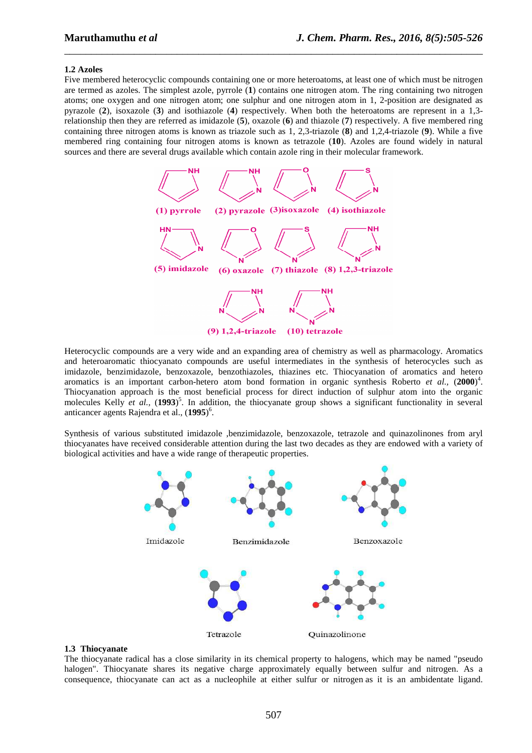**1.2 Azoles**

Five membered heterocyclic compounds containing one or more heteroatoms, at least one of which must be nitrogen are termed as azoles. The simplest azole, pyrrole (**1**) contains one nitrogen atom. The ring containing two nitrogen atoms; one oxygen and one nitrogen atom; one sulphur and one nitrogen atom in 1, 2-position are designated as pyrazole (**2**), isoxazole (**3**) and isothiazole (**4**) respectively. When both the heteroatoms are represent in a 1,3-relationship then they are referred as imidazole (**5**), oxazole (**6**) and thiazole (**7**) respectively. A five membered ring containing three nitrogen atoms is known as triazole such as 1, 2,3-triazole (**8**) and 1,2,4-triazole (**9**). While a five membered ring containing four nitrogen atoms is known as tetrazole (**10**). Azoles are found widely in natural sources and there are several drugs available which contain azole ring in their molecular framework.

(1) pyrrole (2) pyrazole (3)isoxazole (4) isothiazole

(5) imidazole (6) oxazole (7) thiazole (8) 1,2,3-triazole

(9) 1,2,4-triazole (10) tetrazole

Heterocyclic compounds are a very wide and an expanding area of chemistry as well as pharmacology. Aromatics and heteroaromatic thiocyanato compounds are useful intermediates in the synthesis of heterocycles such as imidazole, benzimidazole, benzoxazole, benzothiazoles, thiazines etc. Thiocyanation of aromatics and hetero aromatics is an important carbon-hetero atom bond formation in organic synthesis Roberto *et al.,* (**2000**)[4]. Thiocyanation approach is the most beneficial process for direct induction of sulphur atom into the organic molecules Kelly *et al.,* (**1993**)[5]. In addition, the thiocyanate group shows a significant functionality in several anticancer agents Rajendra et al., (**1995**)[6].

Synthesis of various substituted imidazole ,benzimidazole, benzoxazole, tetrazole and quinazolinones from aryl thiocyanates have received considerable attention during the last two decades as they are endowed with a variety of biological activities and have a wide range of therapeutic properties.

Imidazole Benzimidazole Benzoxazole

Tetrazole Quinazolinone

**1.3 Thiocyanate**

The thiocyanate radical has a close similarity in its chemical property to halogens, which may be named "pseudo halogen". Thiocyanate shares its negative charge approximately equally between sulfur and nitrogen. As a consequence, thiocyanate can act as a nucleophile at either sulfur or nitrogen as it is an ambidentate ligand.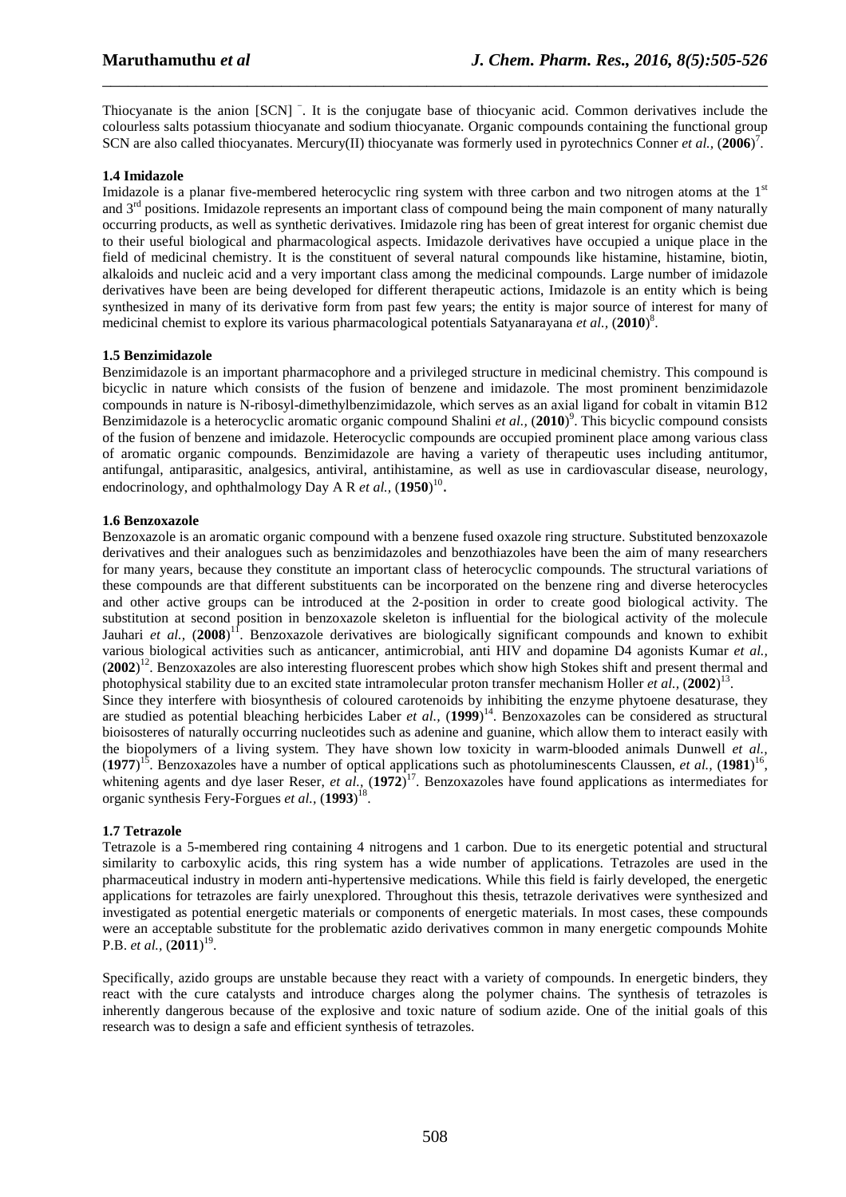Thiocyanate is the anion $[SCN]^-$. It is the conjugate base of thiocyanic acid. Common derivatives include the colourless salts potassium thiocyanate and sodium thiocyanate. Organic compounds containing the functional group SCN are also called thiocyanates. Mercury(II) thiocyanate was formerly used in pyrotechnics Conner *et al.,* (**2006**)[7].

### 1.4 Imidazole

Imidazole is a planar five-membered heterocyclic ring system with three carbon and two nitrogen atoms at the 1st and 3rd positions. Imidazole represents an important class of compound being the main component of many naturally occurring products, as well as synthetic derivatives. Imidazole ring has been of great interest for organic chemist due to their useful biological and pharmacological aspects. Imidazole derivatives have occupied a unique place in the field of medicinal chemistry. It is the constituent of several natural compounds like histamine, histamine, biotin, alkaloids and nucleic acid and a very important class among the medicinal compounds. Large number of imidazole derivatives have been are being developed for different therapeutic actions, Imidazole is an entity which is being synthesized in many of its derivative form from past few years; the entity is major source of interest for many of medicinal chemist to explore its various pharmacological potentials Satyanarayana *et al.,* (**2010**)[8].

### 1.5 Benzimidazole

Benzimidazole is an important pharmacophore and a privileged structure in medicinal chemistry. This compound is bicyclic in nature which consists of the fusion of benzene and imidazole. The most prominent benzimidazole compounds in nature is N-ribosyl-dimethylbenzimidazole, which serves as an axial ligand for cobalt in vitamin B12 Benzimidazole is a heterocyclic aromatic organic compound Shalini *et al.,* (**2010**)[9]. This bicyclic compound consists of the fusion of benzene and imidazole. Heterocyclic compounds are occupied prominent place among various class of aromatic organic compounds. Benzimidazole are having a variety of therapeutic uses including antitumor, antifungal, antiparasitic, analgesics, antiviral, antihistamine, as well as use in cardiovascular disease, neurology, endocrinology, and ophthalmology Day A R *et al.,* (**1950**)[10].

### 1.6 Benzoxazole

Benzoxazole is an aromatic organic compound with a benzene fused oxazole ring structure. Substituted benzoxazole derivatives and their analogues such as benzimidazoles and benzothiazoles have been the aim of many researchers for many years, because they constitute an important class of heterocyclic compounds. The structural variations of these compounds are that different substituents can be incorporated on the benzene ring and diverse heterocycles and other active groups can be introduced at the 2-position in order to create good biological activity. The substitution at second position in benzoxazole skeleton is influential for the biological activity of the molecule Jauhari *et al.,* (**2008**)[11]. Benzoxazole derivatives are biologically significant compounds and known to exhibit various biological activities such as anticancer, antimicrobial, anti HIV and dopamine D4 agonists Kumar *et al.,* (**2002**)[12]. Benzoxazoles are also interesting fluorescent probes which show high Stokes shift and present thermal and photophysical stability due to an excited state intramolecular proton transfer mechanism Holler *et al.,* (**2002**)[13].

Since they interfere with biosynthesis of coloured carotenoids by inhibiting the enzyme phytoene desaturase, they are studied as potential bleaching herbicides Laber *et al.,* (**1999**)[14]. Benzoxazoles can be considered as structural bioisosteres of naturally occurring nucleotides such as adenine and guanine, which allow them to interact easily with the biopolymers of a living system. They have shown low toxicity in warm-blooded animals Dunwell *et al.,* (**1977**)[15]. Benzoxazoles have a number of optical applications such as photoluminescents Claussen, *et al.,* (**1981**)[16], whitening agents and dye laser Reser, *et al.,* (**1972**)[17]. Benzoxazoles have found applications as intermediates for organic synthesis Fery-Forgues *et al.,* (**1993**)[18].

### 1.7 Tetrazole

Tetrazole is a 5-membered ring containing 4 nitrogens and 1 carbon. Due to its energetic potential and structural similarity to carboxylic acids, this ring system has a wide number of applications. Tetrazoles are used in the pharmaceutical industry in modern anti-hypertensive medications. While this field is fairly developed, the energetic applications for tetrazoles are fairly unexplored. Throughout this thesis, tetrazole derivatives were synthesized and investigated as potential energetic materials or components of energetic materials. In most cases, these compounds were an acceptable substitute for the problematic azido derivatives common in many energetic compounds Mohite P.B. *et al.,* (**2011**)[19].

Specifically, azido groups are unstable because they react with a variety of compounds. In energetic binders, they react with the cure catalysts and introduce charges along the polymer chains. The synthesis of tetrazoles is inherently dangerous because of the explosive and toxic nature of sodium azide. One of the initial goals of this research was to design a safe and efficient synthesis of tetrazoles.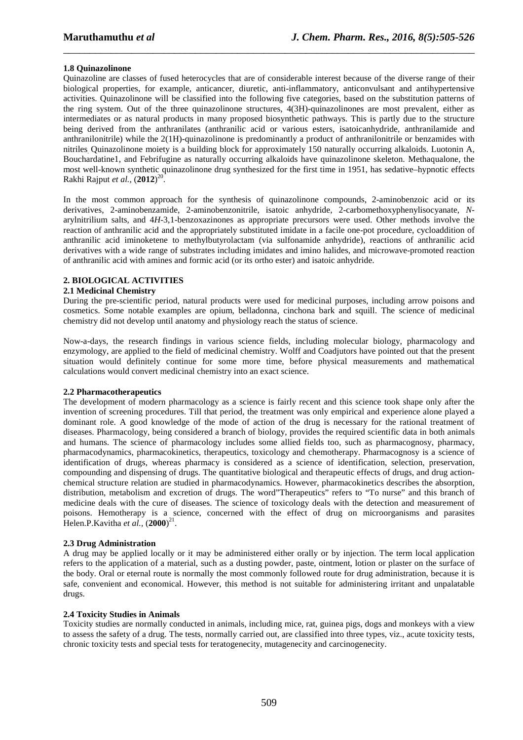### 1.8 Quinazolinone

Quinazoline are classes of fused heterocycles that are of considerable interest because of the diverse range of their biological properties, for example, anticancer, diuretic, anti-inflammatory, anticonvulsant and antihypertensive activities. Quinazolinone will be classified into the following five categories, based on the substitution patterns of the ring system. Out of the three quinazolinone structures, 4(3H)-quinazolinones are most prevalent, either as intermediates or as natural products in many proposed biosynthetic pathways. This is partly due to the structure being derived from the anthranilates (anthranilic acid or various esters, isatoicanhydride, anthranilamide and anthranilonitrile) while the 2(1H)-quinazolinone is predominantly a product of anthranilonitrile or benzamides with nitriles. Quinazolinone moiety is a building block for approximately 150 naturally occurring alkaloids. Luotonin A, Bouchardatine1, and Febrifugine as naturally occurring alkaloids have quinazolinone skeleton. Methaqualone, the most well-known synthetic quinazolinone drug synthesized for the first time in 1951, has sedative–hypnotic effects Rakhi Rajput *et al.,* (**2012**)[20].

In the most common approach for the synthesis of quinazolinone compounds, 2-aminobenzoic acid or its derivatives, 2-aminobenzamide, 2-aminobenzonitrile, isatoic anhydride, 2-carbomethoxyphenylisocyanate, *N*-arylnitrilium salts, and 4*H*-3,1-benzoxazinones as appropriate precursors were used. Other methods involve the reaction of anthranilic acid and the appropriately substituted imidate in a facile one-pot procedure, cycloaddition of anthranilic acid iminoketene to methylbutyrolactam (via sulfonamide anhydride), reactions of anthranilic acid derivatives with a wide range of substrates including imidates and imino halides, and microwave-promoted reaction of anthranilic acid with amines and formic acid (or its ortho ester) and isatoic anhydride.

## 2. BIOLOGICAL ACTIVITIES

### 2.1 Medicinal Chemistry

During the pre-scientific period, natural products were used for medicinal purposes, including arrow poisons and cosmetics. Some notable examples are opium, belladonna, cinchona bark and squill. The science of medicinal chemistry did not develop until anatomy and physiology reach the status of science.

Now-a-days, the research findings in various science fields, including molecular biology, pharmacology and enzymology, are applied to the field of medicinal chemistry. Wolff and Coadjutors have pointed out that the present situation would definitely continue for some more time, before physical measurements and mathematical calculations would convert medicinal chemistry into an exact science.

### 2.2 Pharmacotherapeutics

The development of modern pharmacology as a science is fairly recent and this science took shape only after the invention of screening procedures. Till that period, the treatment was only empirical and experience alone played a dominant role. A good knowledge of the mode of action of the drug is necessary for the rational treatment of diseases. Pharmacology, being considered a branch of biology, provides the required scientific data in both animals and humans. The science of pharmacology includes some allied fields too, such as pharmacognosy, pharmacy, pharmacodynamics, pharmacokinetics, therapeutics, toxicology and chemotherapy. Pharmacognosy is a science of identification of drugs, whereas pharmacy is considered as a science of identification, selection, preservation, compounding and dispensing of drugs. The quantitative biological and therapeutic effects of drugs, and drug action-chemical structure relation are studied in pharmacodynamics. However, pharmacokinetics describes the absorption, distribution, metabolism and excretion of drugs. The word"Therapeutics" refers to "To nurse" and this branch of medicine deals with the cure of diseases. The science of toxicology deals with the detection and measurement of poisons. Hemotherapy is a science, concerned with the effect of drug on microorganisms and parasites Helen.P.Kavitha *et al.,* (**2000**)[21].

### 2.3 Drug Administration

A drug may be applied locally or it may be administered either orally or by injection. The term local application refers to the application of a material, such as a dusting powder, paste, ointment, lotion or plaster on the surface of the body. Oral or eternal route is normally the most commonly followed route for drug administration, because it is safe, convenient and economical. However, this method is not suitable for administering irritant and unpalatable drugs.

### 2.4 Toxicity Studies in Animals

Toxicity studies are normally conducted in animals, including mice, rat, guinea pigs, dogs and monkeys with a view to assess the safety of a drug. The tests, normally carried out, are classified into three types, viz., acute toxicity tests, chronic toxicity tests and special tests for teratogenecity, mutagenecity and carcinogenecity.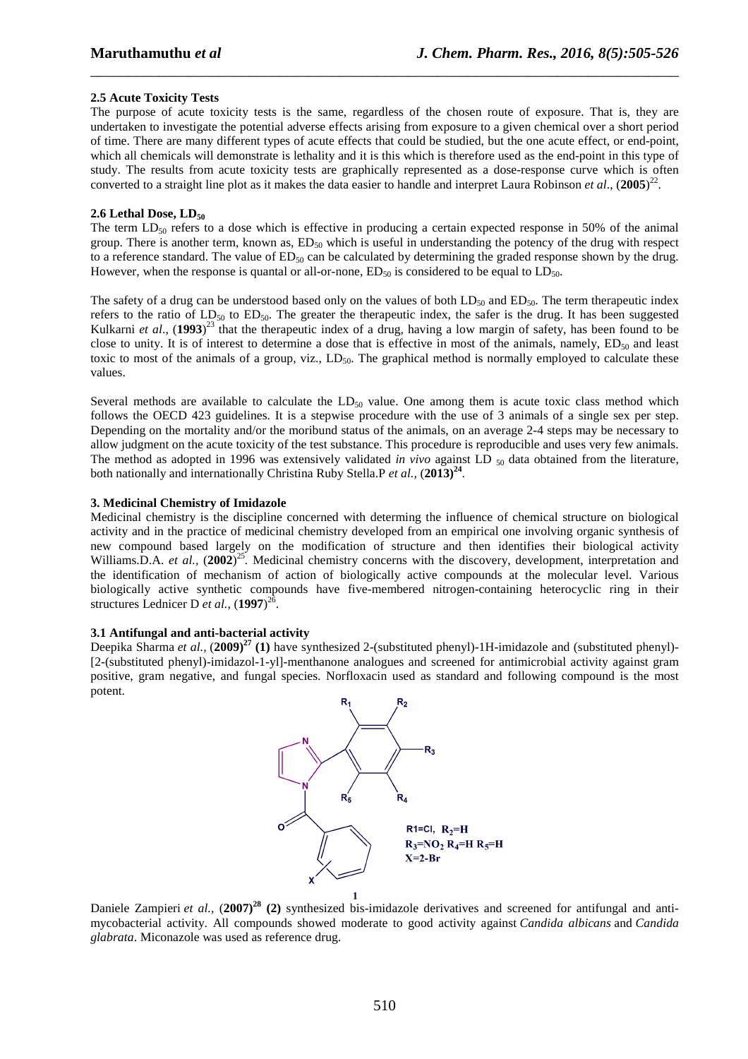### 2.5 Acute Toxicity Tests

The purpose of acute toxicity tests is the same, regardless of the chosen route of exposure. That is, they are undertaken to investigate the potential adverse effects arising from exposure to a given chemical over a short period of time. There are many different types of acute effects that could be studied, but the one acute effect, or end-point, which all chemicals will demonstrate is lethality and it is this which is therefore used as the end-point in this type of study. The results from acute toxicity tests are graphically represented as a dose-response curve which is often converted to a straight line plot as it makes the data easier to handle and interpret Laura Robinson *et al*., (**2005**)[22].

### 2.6 Lethal Dose, $LD_{50}$

The term $LD_{50}$ refers to a dose which is effective in producing a certain expected response in 50% of the animal group. There is another term, known as, $ED_{50}$ which is useful in understanding the potency of the drug with respect to a reference standard. The value of $ED_{50}$ can be calculated by determining the graded response shown by the drug. However, when the response is quantal or all-or-none, $ED_{50}$ is considered to be equal to $LD_{50}$.

The safety of a drug can be understood based only on the values of both $LD_{50}$ and $ED_{50}$. The term therapeutic index refers to the ratio of $LD_{50}$ to $ED_{50}$. The greater the therapeutic index, the safer is the drug. It has been suggested Kulkarni *et al*., (**1993**)[23] that the therapeutic index of a drug, having a low margin of safety, has been found to be close to unity. It is of interest to determine a dose that is effective in most of the animals, namely, $ED_{50}$ and least toxic to most of the animals of a group, viz., $LD_{50}$. The graphical method is normally employed to calculate these values.

Several methods are available to calculate the $LD_{50}$ value. One among them is acute toxic class method which follows the OECD 423 guidelines. It is a stepwise procedure with the use of 3 animals of a single sex per step. Depending on the mortality and/or the moribund status of the animals, on an average 2-4 steps may be necessary to allow judgment on the acute toxicity of the test substance. This procedure is reproducible and uses very few animals. The method as adopted in 1996 was extensively validated *in vivo* against $LD_{50}$ data obtained from the literature, both nationally and internationally Christina Ruby Stella.P *et al.,* (**2013)**[24].

## 3. Medicinal Chemistry of Imidazole

Medicinal chemistry is the discipline concerned with determing the influence of chemical structure on biological activity and in the practice of medicinal chemistry developed from an empirical one involving organic synthesis of new compound based largely on the modification of structure and then identifies their biological activity Williams.D.A. *et al.,* (**2002**)[25]. Medicinal chemistry concerns with the discovery, development, interpretation and the identification of mechanism of action of biologically active compounds at the molecular level. Various biologically active synthetic compounds have five-membered nitrogen-containing heterocyclic ring in their structures Lednicer D *et al.,* (**1997**)[26].

### 3.1 Antifungal and anti-bacterial activity

Deepika Sharma *et al.,* (**2009)**[27] **(1)** have synthesized 2-(substituted phenyl)-1H-imidazole and (substituted phenyl)-[2-(substituted phenyl)-imidazol-1-yl]-menthanone analogues and screened for antimicrobial activity against gram positive, gram negative, and fungal species. Norfloxacin used as standard and following compound is the most potent.

R1=Cl, $R_2$=H
$R_3$=$NO_2$ $R_4$=H $R_5$=H
X=2-Br

**1**

Daniele Zampieri *et al.,* (**2007)**[28] **(2)** synthesized bis-imidazole derivatives and screened for antifungal and anti-mycobacterial activity. All compounds showed moderate to good activity against *Candida albicans* and *Candida glabrata*. Miconazole was used as reference drug.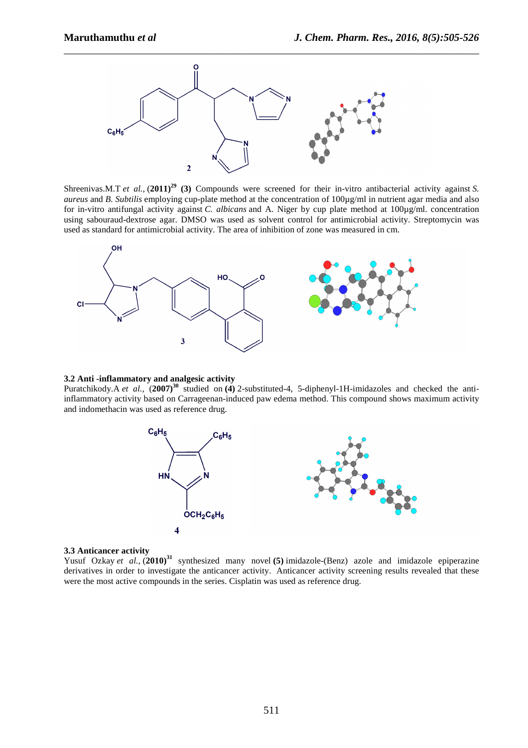Shreenivas.M.T *et al.,* (**2011**)[29] **(3)** Compounds were screened for their in-vitro antibacterial activity against *S. aureus* and *B. Subtilis* employing cup-plate method at the concentration of 100µg/ml in nutrient agar media and also for in-vitro antifungal activity against *C. albicans* and A. Niger by cup plate method at 100µg/ml. concentration using sabouraud-dextrose agar. DMSO was used as solvent control for antimicrobial activity. Streptomycin was used as standard for antimicrobial activity. The area of inhibition of zone was measured in cm.

### 3.2 Anti -inflammatory and analgesic activity

Puratchikody.A *et al.,* (**2007**)[30] studied on **(4)** 2-substituted-4, 5-diphenyl-1H-imidazoles and checked the anti-inflammatory activity based on Carrageenan-induced paw edema method. This compound shows maximum activity and indomethacin was used as reference drug.

### 3.3 Anticancer activity

Yusuf Ozkay *et al.,* (**2010**)[31] synthesized many novel **(5)** imidazole-(Benz) azole and imidazole epiperazine derivatives in order to investigate the anticancer activity. Anticancer activity screening results revealed that these were the most active compounds in the series. Cisplatin was used as reference drug.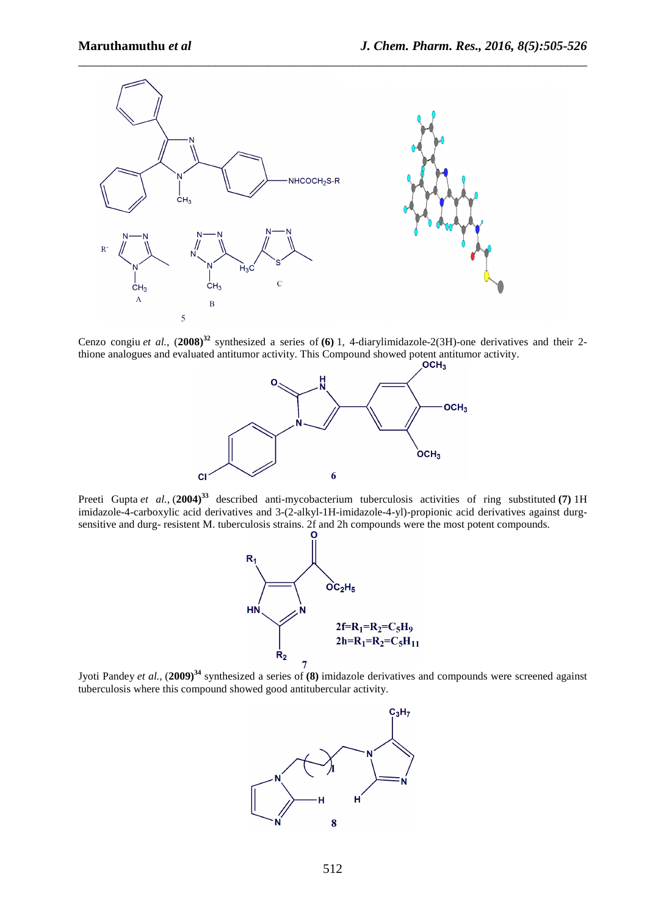Cenzo congiu *et al.*, (**2008**)[32] synthesized a series of **(6)** 1, 4-diarylimidazole-2(3H)-one derivatives and their 2-thione analogues and evaluated antitumor activity. This Compound showed potent antitumor activity.

Preeti Gupta *et al.*, (**2004**)[33] described anti-mycobacterium tuberculosis activities of ring substituted **(7)** 1H imidazole-4-carboxylic acid derivatives and 3-(2-alkyl-1H-imidazole-4-yl)-propionic acid derivatives against durg-sensitive and durg- resistent M. tuberculosis strains. 2f and 2h compounds were the most potent compounds.

**2f**=$R_1$=$R_2$=$C_5H_9$

**2h**=$R_1$=$R_2$=$C_5H_{11}$

Jyoti Pandey *et al.,* (**2009**)[34] synthesized a series of **(8)** imidazole derivatives and compounds were screened against tuberculosis where this compound showed good antitubercular activity.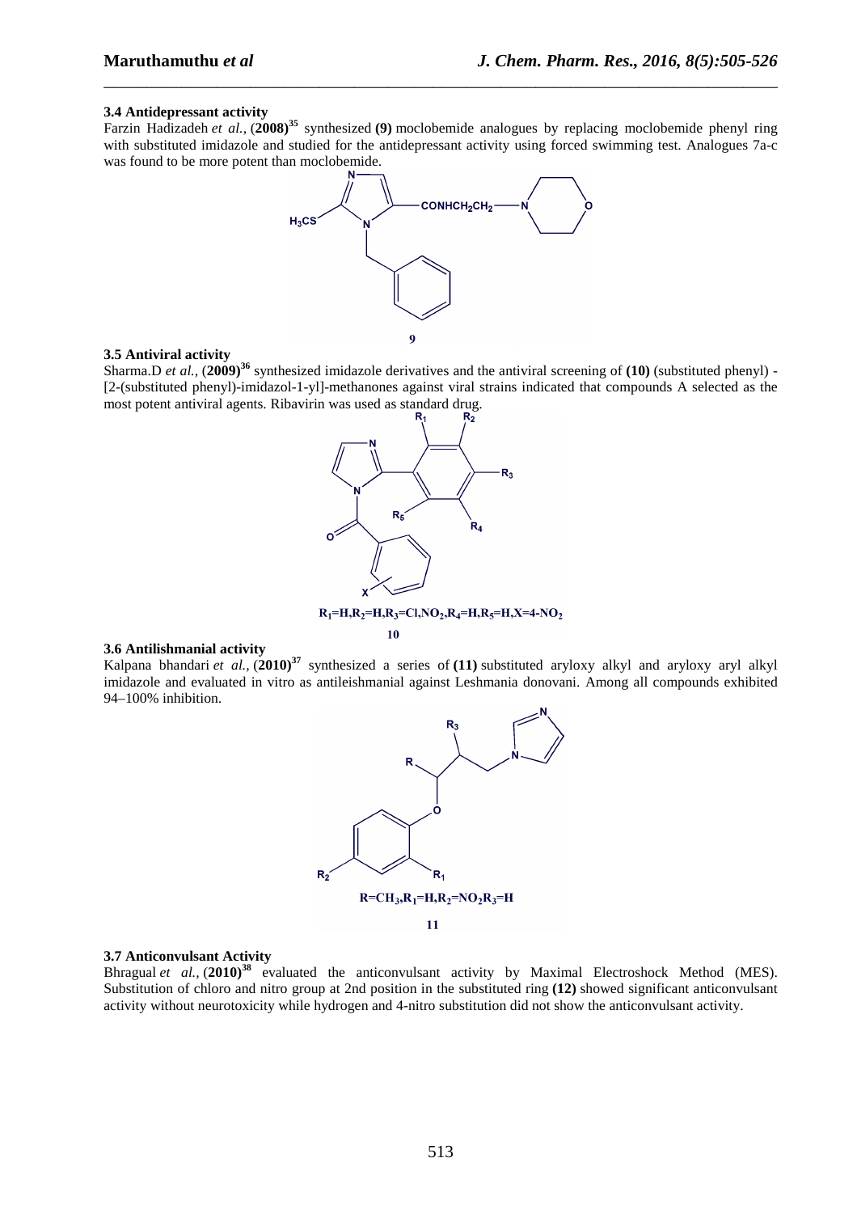### 3.4 Antidepressant activity

Farzin Hadizadeh *et al.*, (**2008**)[35] synthesized **(9)** moclobemide analogues by replacing moclobemide phenyl ring with substituted imidazole and studied for the antidepressant activity using forced swimming test. Analogues 7a-c was found to be more potent than moclobemide.

**9**

### 3.5 Antiviral activity

Sharma.D *et al.*, (**2009**)[36] synthesized imidazole derivatives and the antiviral screening of **(10)** (substituted phenyl) -[2-(substituted phenyl)-imidazol-1-yl]-methanones against viral strains indicated that compounds A selected as the most potent antiviral agents. Ribavirin was used as standard drug.

**$R_1$=H,$R_2$=H,$R_3$=Cl,$NO_2$,$R_4$=H,$R_5$=H,X=4-$NO_2$**

**10**

### 3.6 Antilishmanial activity

Kalpana bhandari *et al.*, (**2010**)[37] synthesized a series of **(11)** substituted aryloxy alkyl and aryloxy aryl alkyl imidazole and evaluated in vitro as antileishmanial against Leshmania donovani. Among all compounds exhibited 94–100% inhibition.

**R=$CH_3$,$R_1$=H,$R_2$=$NO_2$$R_3$=H**

**11**

### 3.7 Anticonvulsant Activity

Bhragual *et al.*, (**2010**)[38] evaluated the anticonvulsant activity by Maximal Electroshock Method (MES). Substitution of chloro and nitro group at 2nd position in the substituted ring **(12)** showed significant anticonvulsant activity without neurotoxicity while hydrogen and 4-nitro substitution did not show the anticonvulsant activity.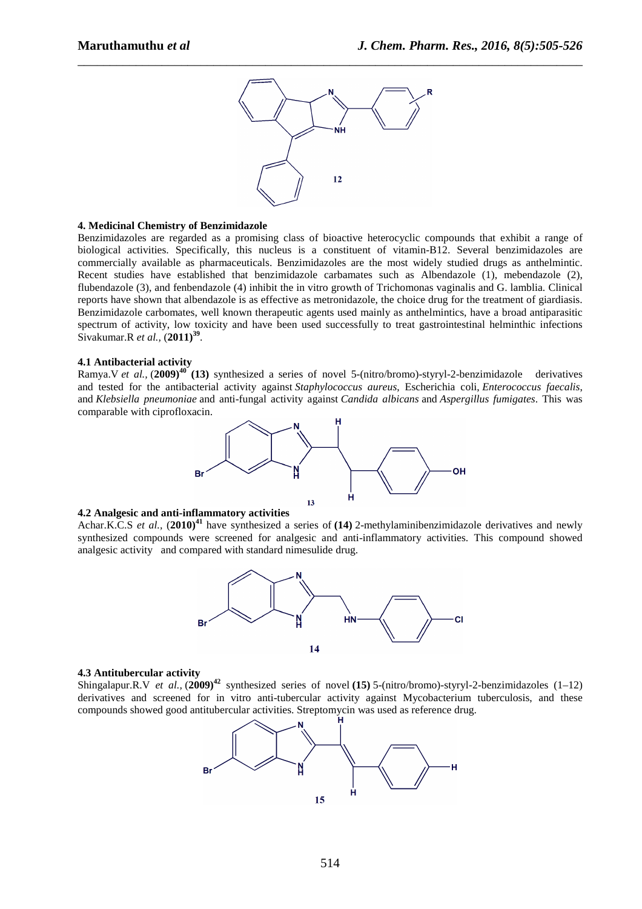## 4. Medicinal Chemistry of Benzimidazole

Benzimidazoles are regarded as a promising class of bioactive heterocyclic compounds that exhibit a range of biological activities. Specifically, this nucleus is a constituent of vitamin-B12. Several benzimidazoles are commercially available as pharmaceuticals. Benzimidazoles are the most widely studied drugs as anthelmintic. Recent studies have established that benzimidazole carbamates such as Albendazole (1), mebendazole (2), flubendazole (3), and fenbendazole (4) inhibit the in vitro growth of Trichomonas vaginalis and G. lamblia. Clinical reports have shown that albendazole is as effective as metronidazole, the choice drug for the treatment of giardiasis. Benzimidazole carbomates, well known therapeutic agents used mainly as anthelmintics, have a broad antiparasitic spectrum of activity, low toxicity and have been used successfully to treat gastrointestinal helminthic infections Sivakumar.R *et al.,* (**2011**)[39].

### 4.1 Antibacterial activity

Ramya.V *et al.,* (**2009**)[40] **(13)** synthesized a series of novel 5-(nitro/bromo)-styryl-2-benzimidazole derivatives and tested for the antibacterial activity against *Staphylococcus aureus*, Escherichia coli, *Enterococcus faecalis*, and *Klebsiella pneumoniae* and anti-fungal activity against *Candida albicans* and *Aspergillus fumigates*. This was comparable with ciprofloxacin.

### 4.2 Analgesic and anti-inflammatory activities

Achar.K.C.S *et al.,* (**2010**)[41] have synthesized a series of **(14)** 2-methylaminibenzimidazole derivatives and newly synthesized compounds were screened for analgesic and anti-inflammatory activities. This compound showed analgesic activity and compared with standard nimesulide drug.

### 4.3 Antitubercular activity

Shingalapur.R.V *et al.,* (**2009**)[42] synthesized series of novel **(15)** 5-(nitro/bromo)-styryl-2-benzimidazoles (1–12) derivatives and screened for in vitro anti-tubercular activity against Mycobacterium tuberculosis, and these compounds showed good antitubercular activities. Streptomycin was used as reference drug.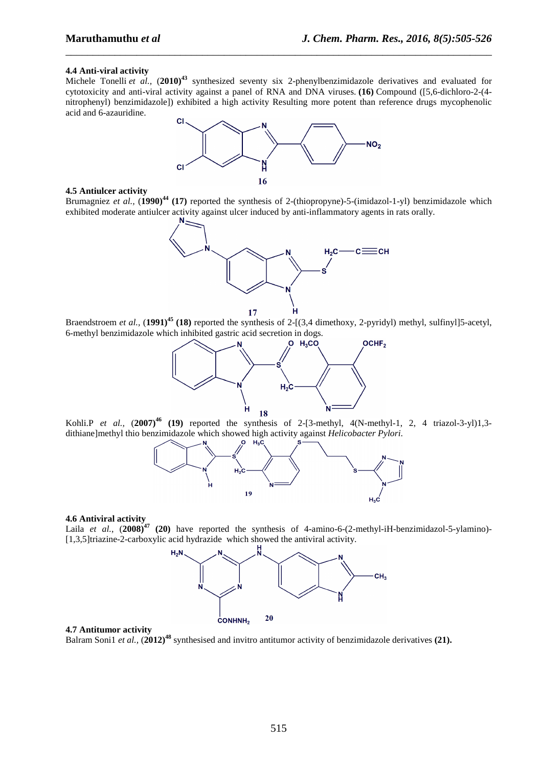### 4.4 Anti-viral activity

Michele Tonelli *et al.,* (**2010**)[43] synthesized seventy six 2-phenylbenzimidazole derivatives and evaluated for cytotoxicity and anti-viral activity against a panel of RNA and DNA viruses. **(16)** Compound ([5,6-dichloro-2-(4-nitrophenyl) benzimidazole]) exhibited a high activity Resulting more potent than reference drugs mycophenolic acid and 6-azauridine.

**16**

### 4.5 Antiulcer activity

Brumagniez *et al.,* (**1990**)[44] **(17)** reported the synthesis of 2-(thiopropyne)-5-(imidazol-1-yl) benzimidazole which exhibited moderate antiulcer activity against ulcer induced by anti-inflammatory agents in rats orally.

**17**

Braendstroem *et al.,* (**1991**)[45] **(18)** reported the synthesis of 2-[(3,4 dimethoxy, 2-pyridyl) methyl, sulfinyl]5-acetyl, 6-methyl benzimidazole which inhibited gastric acid secretion in dogs.

**18**

Kohli.P *et al.,* (**2007**)[46] **(19)** reported the synthesis of 2-[3-methyl, 4(N-methyl-1, 2, 4 triazol-3-yl)1,3-dithiane]methyl thio benzimidazole which showed high activity against *Helicobacter Pylori.*

**19**

### 4.6 Antiviral activity

Laila *et al.,* (**2008**)[47] **(20)** have reported the synthesis of 4-amino-6-(2-methyl-iH-benzimidazol-5-ylamino)-[1,3,5]triazine-2-carboxylic acid hydrazide which showed the antiviral activity.

**20**

### 4.7 Antitumor activity

Balram Soni1 *et al.,* (**2012**)[48] synthesised and invitro antitumor activity of benzimidazole derivatives **(21).**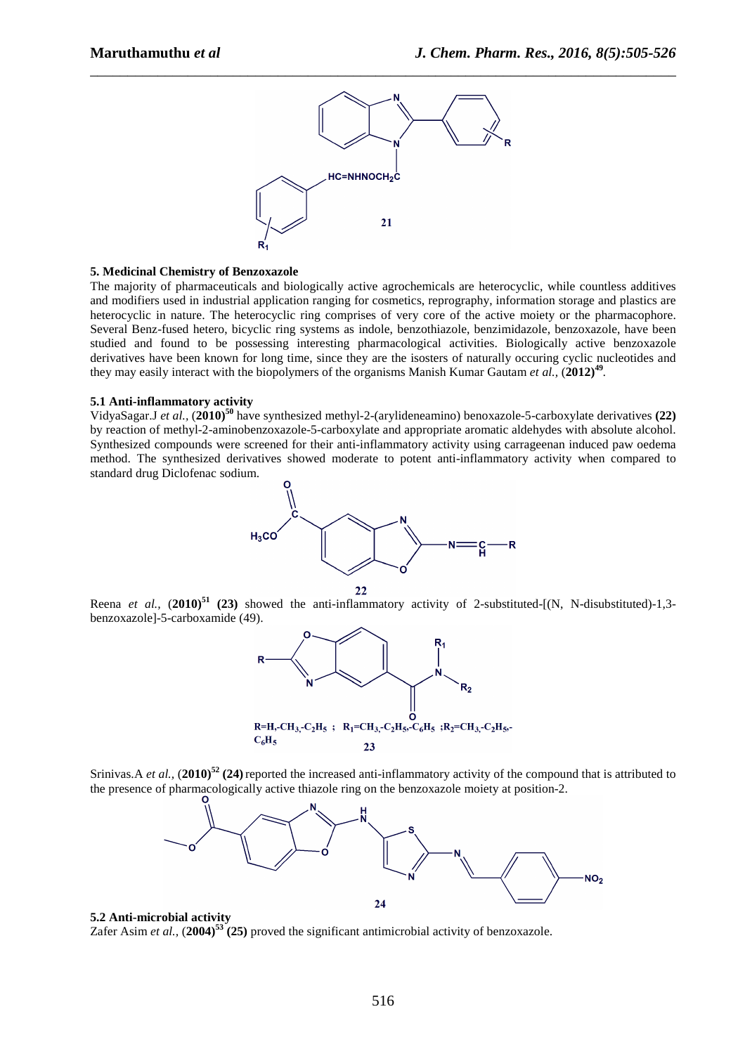21

## 5. Medicinal Chemistry of Benzoxazole

The majority of pharmaceuticals and biologically active agrochemicals are heterocyclic, while countless additives and modifiers used in industrial application ranging for cosmetics, reprography, information storage and plastics are heterocyclic in nature. The heterocyclic ring comprises of very core of the active moiety or the pharmacophore. Several Benz-fused hetero, bicyclic ring systems as indole, benzothiazole, benzimidazole, benzoxazole, have been studied and found to be possessing interesting pharmacological activities. Biologically active benzoxazole derivatives have been known for long time, since they are the isosters of naturally occuring cyclic nucleotides and they may easily interact with the biopolymers of the organisms Manish Kumar Gautam *et al.,* (**2012**)[49].

### 5.1 Anti-inflammatory activity

VidyaSagar.J *et al.,* (**2010**)[50] have synthesized methyl-2-(arylideneamino) benoxazole-5-carboxylate derivatives **(22)** by reaction of methyl-2-aminobenzoxazole-5-carboxylate and appropriate aromatic aldehydes with absolute alcohol. Synthesized compounds were screened for their anti-inflammatory activity using carrageenan induced paw oedema method. The synthesized derivatives showed moderate to potent anti-inflammatory activity when compared to standard drug Diclofenac sodium.

22

Reena *et al.,* (**2010**)[51] **(23)** showed the anti-inflammatory activity of 2-substituted-[(N, N-disubstituted)-1,3-benzoxazole]-5-carboxamide (49).

R=H,-$CH_3$,-$C_2H_5$ ; $R_1$=$CH_3$,-$C_2H_5$,-$C_6H_5$ ;$R_2$=$CH_3$,-$C_2H_5$,-$C_6H_5$

23

Srinivas.A *et al.,* (**2010**)[52] **(24)** reported the increased anti-inflammatory activity of the compound that is attributed to the presence of pharmacologically active thiazole ring on the benzoxazole moiety at position-2.

24

### 5.2 Anti-microbial activity

Zafer Asim *et al.,* (**2004**)[53] **(25)** proved the significant antimicrobial activity of benzoxazole.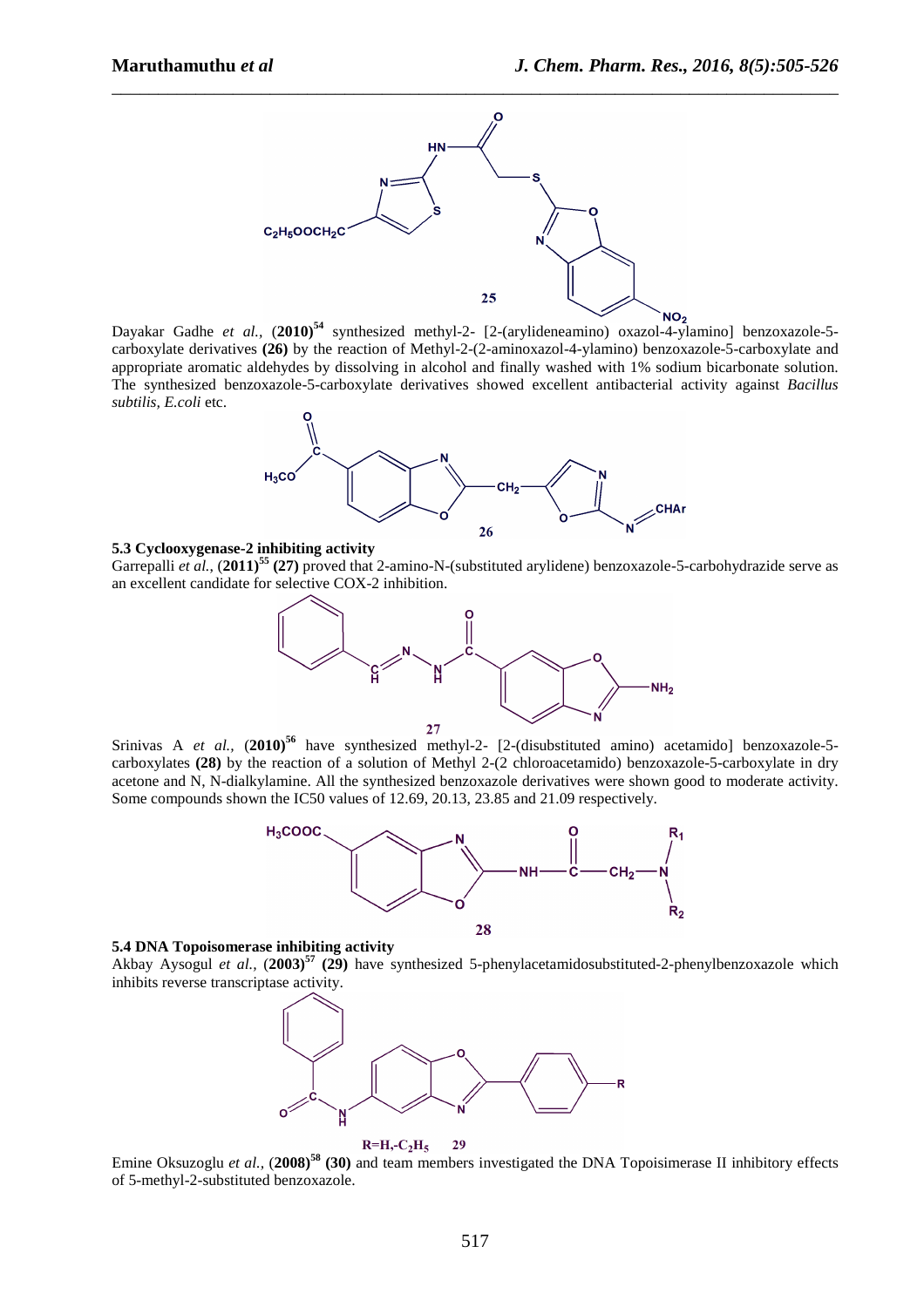25

Dayakar Gadhe *et al.,* (**2010**)[54] synthesized methyl-2- [2-(arylideneamino) oxazol-4-ylamino] benzoxazole-5-carboxylate derivatives **(26)** by the reaction of Methyl-2-(2-aminoxazol-4-ylamino) benzoxazole-5-carboxylate and appropriate aromatic aldehydes by dissolving in alcohol and finally washed with 1% sodium bicarbonate solution. The synthesized benzoxazole-5-carboxylate derivatives showed excellent antibacterial activity against *Bacillus subtilis, E.coli* etc.

26

### 5.3 Cyclooxygenase-2 inhibiting activity

Garrepalli *et al.,* (**2011**)[55] **(27)** proved that 2-amino-N-(substituted arylidene) benzoxazole-5-carbohydrazide serve as an excellent candidate for selective COX-2 inhibition.

27

Srinivas A *et al.,* (**2010**)[56] have synthesized methyl-2- [2-(disubstituted amino) acetamido] benzoxazole-5-carboxylates **(28)** by the reaction of a solution of Methyl 2-(2 chloroacetamido) benzoxazole-5-carboxylate in dry acetone and N, N-dialkylamine. All the synthesized benzoxazole derivatives were shown good to moderate activity. Some compounds shown the IC50 values of 12.69, 20.13, 23.85 and 21.09 respectively.

28

### 5.4 DNA Topoisomerase inhibiting activity

Akbay Aysogul *et al.,* (**2003**)[57] **(29)** have synthesized 5-phenylacetamidosubstituted-2-phenylbenzoxazole which inhibits reverse transcriptase activity.

**R=H,-$C_2H_5$ 29**

Emine Oksuzoglu *et al.,* (**2008**)[58] **(30)** and team members investigated the DNA Topoisimerase II inhibitory effects of 5-methyl-2-substituted benzoxazole.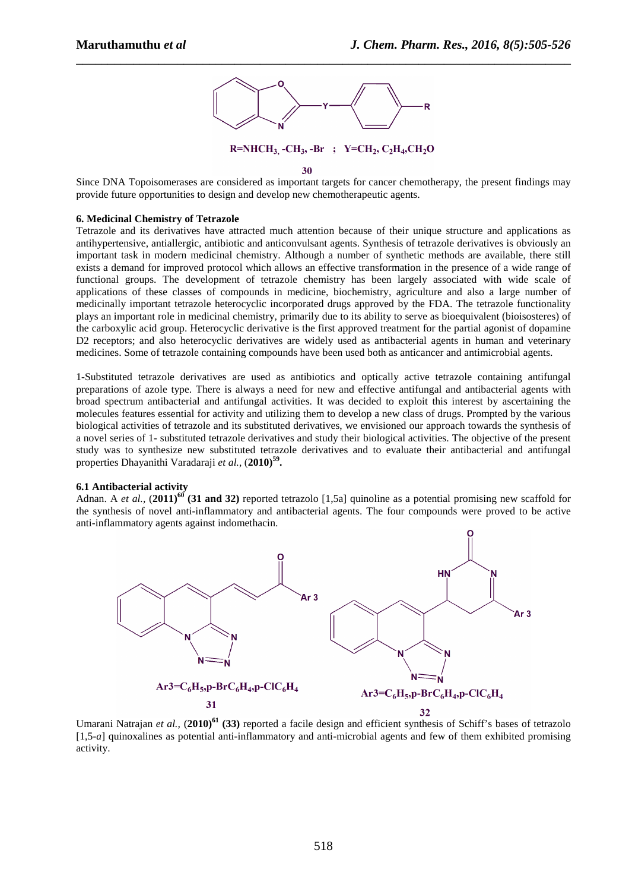R=$NHCH_3$, $-CH_3$, -Br ; Y=$CH_2$, $C_2H_4$,$CH_2O$

**30**

Since DNA Topoisomerases are considered as important targets for cancer chemotherapy, the present findings may provide future opportunities to design and develop new chemotherapeutic agents.

### 6. Medicinal Chemistry of Tetrazole

Tetrazole and its derivatives have attracted much attention because of their unique structure and applications as antihypertensive, antiallergic, antibiotic and anticonvulsant agents. Synthesis of tetrazole derivatives is obviously an important task in modern medicinal chemistry. Although a number of synthetic methods are available, there still exists a demand for improved protocol which allows an effective transformation in the presence of a wide range of functional groups. The development of tetrazole chemistry has been largely associated with wide scale of applications of these classes of compounds in medicine, biochemistry, agriculture and also a large number of medicinally important tetrazole heterocyclic incorporated drugs approved by the FDA. The tetrazole functionality plays an important role in medicinal chemistry, primarily due to its ability to serve as bioequivalent (bioisosteres) of the carboxylic acid group. Heterocyclic derivative is the first approved treatment for the partial agonist of dopamine D2 receptors; and also heterocyclic derivatives are widely used as antibacterial agents in human and veterinary medicines. Some of tetrazole containing compounds have been used both as anticancer and antimicrobial agents.

1-Substituted tetrazole derivatives are used as antibiotics and optically active tetrazole containing antifungal preparations of azole type. There is always a need for new and effective antifungal and antibacterial agents with broad spectrum antibacterial and antifungal activities. It was decided to exploit this interest by ascertaining the molecules features essential for activity and utilizing them to develop a new class of drugs. Prompted by the various biological activities of tetrazole and its substituted derivatives, we envisioned our approach towards the synthesis of a novel series of 1- substituted tetrazole derivatives and study their biological activities. The objective of the present study was to synthesize new substituted tetrazole derivatives and to evaluate their antibacterial and antifungal properties Dhayanithi Varadaraji *et al.*, (**2010**)[59]**.**

#### 6.1 Antibacterial activity

Adnan. A *et al.*, (**2011**)[60] **(31 and 32)** reported tetrazolo [1,5a] quinoline as a potential promising new scaffold for the synthesis of novel anti-inflammatory and antibacterial agents. The four compounds were proved to be active anti-inflammatory agents against indomethacin.

Ar3=$C_6H_5$,p-Br$C_6H_4$,p-Cl$C_6H_4$

**31**

Ar3=$C_6H_5$,p-Br$C_6H_4$,p-Cl$C_6H_4$

**32**

Umarani Natrajan *et al.*, (**2010**)[61] **(33)** reported a facile design and efficient synthesis of Schiff's bases of tetrazolo [1,5-*a*] quinoxalines as potential anti-inflammatory and anti-microbial agents and few of them exhibited promising activity.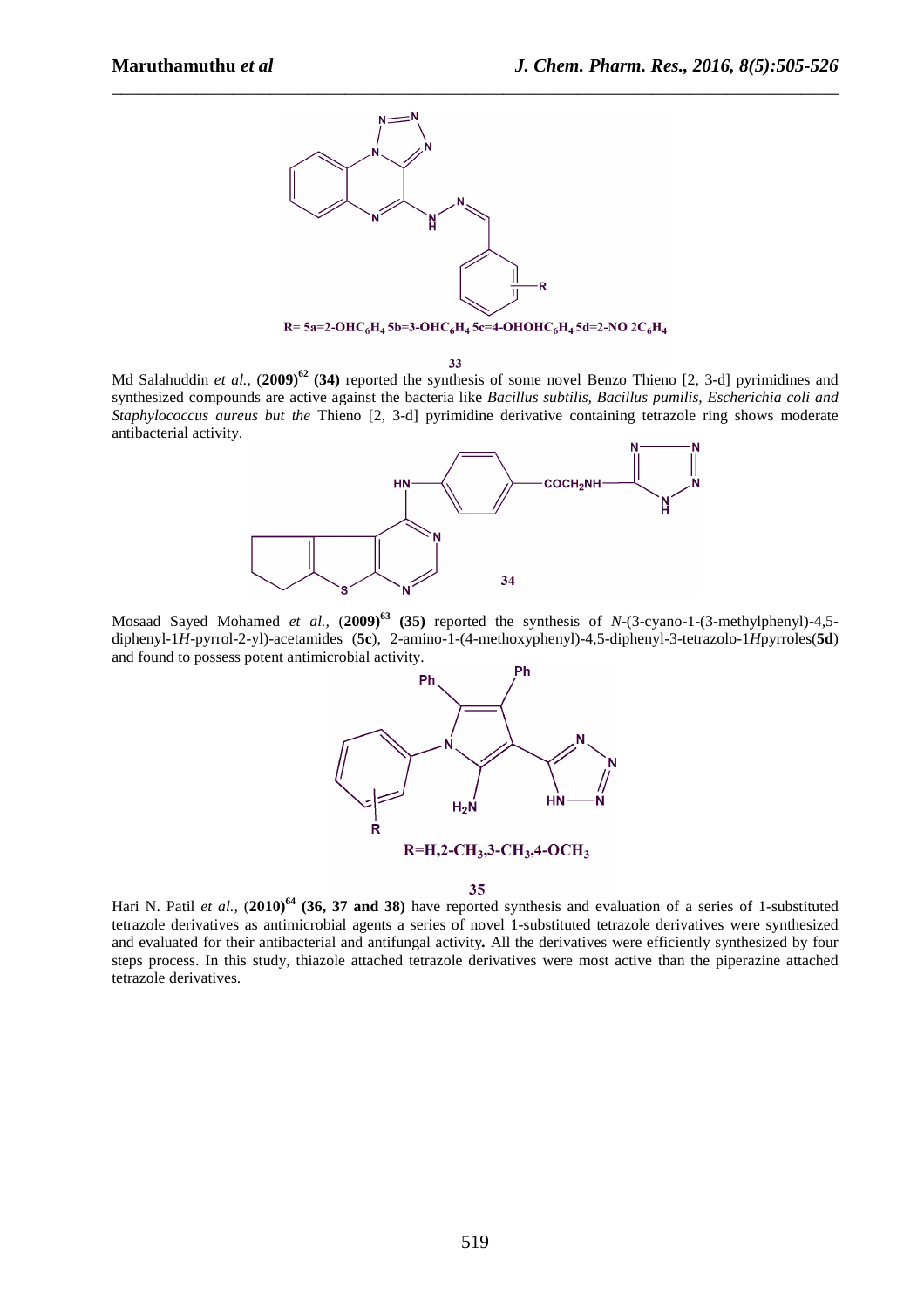R= 5a=2-OHC$_6$H$_4$ 5b=3-OHC$_6$H$_4$ 5c=4-OHOHC$_6$H$_4$ 5d=2-NO 2C$_6$H$_4$

33

Md Salahuddin *et al.,* (**2009**)[62] **(34)** reported the synthesis of some novel Benzo Thieno [2, 3-d] pyrimidines and synthesized compounds are active against the bacteria like *Bacillus subtilis, Bacillus pumilis, Escherichia coli and Staphylococcus aureus but the* Thieno [2, 3-d] pyrimidine derivative containing tetrazole ring shows moderate antibacterial activity.

34

Mosaad Sayed Mohamed *et al.,* (**2009**)[63] **(35)** reported the synthesis of *N*-(3-cyano-1-(3-methylphenyl)-4,5-diphenyl-1*H*-pyrrol-2-yl)-acetamides (**5c**), 2-amino-1-(4-methoxyphenyl)-4,5-diphenyl-3-tetrazolo-1*H*pyrroles(**5d**) and found to possess potent antimicrobial activity.

R=H,2-CH$_3$,3-CH$_3$,4-OCH$_3$

35

Hari N. Patil *et al.,* (**2010**)[64] **(36, 37 and 38)** have reported synthesis and evaluation of a series of 1-substituted tetrazole derivatives as antimicrobial agents a series of novel 1-substituted tetrazole derivatives were synthesized and evaluated for their antibacterial and antifungal activity**.** All the derivatives were efficiently synthesized by four steps process. In this study, thiazole attached tetrazole derivatives were most active than the piperazine attached tetrazole derivatives.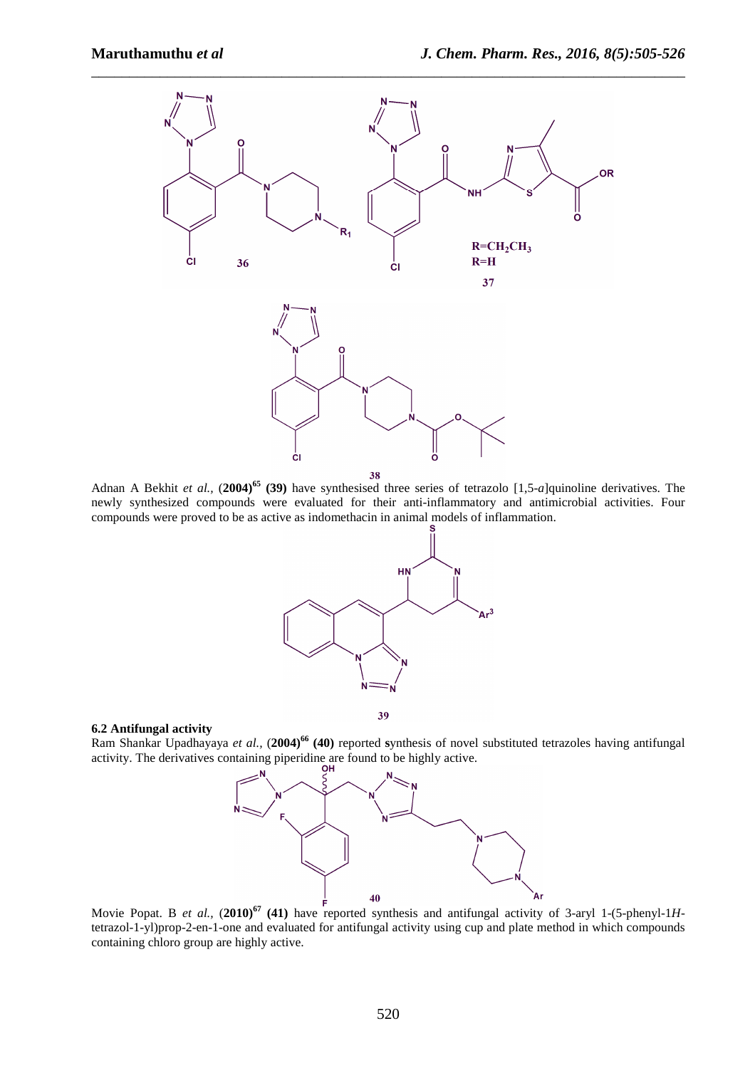Adnan A Bekhit *et al.*, (**2004**)[65] **(39)** have synthesised three series of tetrazolo [1,5-*a*]quinoline derivatives. The newly synthesized compounds were evaluated for their anti-inflammatory and antimicrobial activities. Four compounds were proved to be as active as indomethacin in animal models of inflammation.

### 6.2 Antifungal activity

Ram Shankar Upadhayaya *et al.*, (**2004**)[66] **(40)** reported **s**ynthesis of novel substituted tetrazoles having antifungal activity. The derivatives containing piperidine are found to be highly active.

Movie Popat. B *et al.*, (**2010**)[67] **(41)** have reported synthesis and antifungal activity of 3-aryl 1-(5-phenyl-1*H*-tetrazol-1-yl)prop-2-en-1-one and evaluated for antifungal activity using cup and plate method in which compounds containing chloro group are highly active.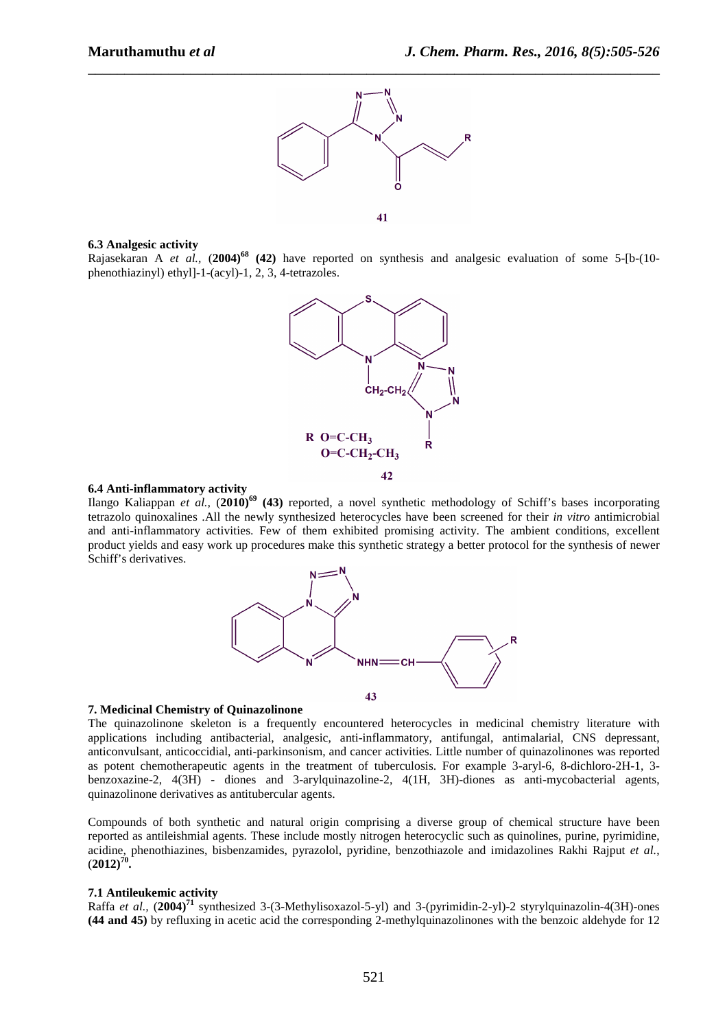**41**

### 6.3 Analgesic activity

Rajasekaran A *et al.*, (**2004**)[68] **(42)** have reported on synthesis and analgesic evaluation of some 5-[b-(10-phenothiazinyl) ethyl]-1-(acyl)-1, 2, 3, 4-tetrazoles.

R O=C-CH$_3$
O=C-CH$_2$-CH$_3$

**42**

### 6.4 Anti-inflammatory activity

Ilango Kaliappan *et al.*, (**2010**)[69] **(43)** reported, a novel synthetic methodology of Schiff's bases incorporating tetrazolo quinoxalines .All the newly synthesized heterocycles have been screened for their *in vitro* antimicrobial and anti-inflammatory activities. Few of them exhibited promising activity. The ambient conditions, excellent product yields and easy work up procedures make this synthetic strategy a better protocol for the synthesis of newer Schiff's derivatives.

**43**

## 7. Medicinal Chemistry of Quinazolinone

The quinazolinone skeleton is a frequently encountered heterocycles in medicinal chemistry literature with applications including antibacterial, analgesic, anti-inflammatory, antifungal, antimalarial, CNS depressant, anticonvulsant, anticoccidial, anti-parkinsonism, and cancer activities. Little number of quinazolinones was reported as potent chemotherapeutic agents in the treatment of tuberculosis. For example 3-aryl-6, 8-dichloro-2H-1, 3-benzoxazine-2, 4(3H) - diones and 3-arylquinazoline-2, 4(1H, 3H)-diones as anti-mycobacterial agents, quinazolinone derivatives as antitubercular agents.

Compounds of both synthetic and natural origin comprising a diverse group of chemical structure have been reported as antileishmial agents. These include mostly nitrogen heterocyclic such as quinolines, purine, pyrimidine, acidine, phenothiazines, bisbenzamides, pyrazolol, pyridine, benzothiazole and imidazolines Rakhi Rajput *et al.*, (**2012**)[70]**.**

### 7.1 Antileukemic activity

Raffa *et al.*, (**2004**)[71] synthesized 3-(3-Methylisoxazol-5-yl) and 3-(pyrimidin-2-yl)-2 styrylquinazolin-4(3H)-ones **(44 and 45)** by refluxing in acetic acid the corresponding 2-methylquinazolinones with the benzoic aldehyde for 12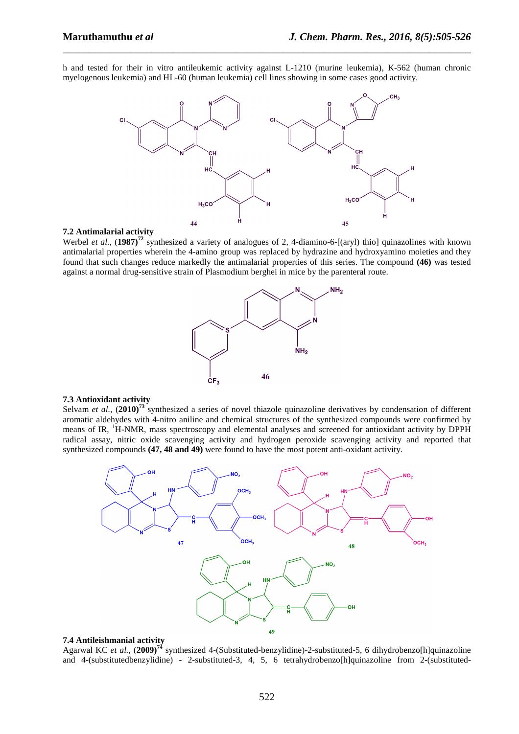h and tested for their in vitro antileukemic activity against L-1210 (murine leukemia), K-562 (human chronic myelogenous leukemia) and HL-60 (human leukemia) cell lines showing in some cases good activity.

### 7.2 Antimalarial activity

Werbel *et al.*, (**1987**)[72] synthesized a variety of analogues of 2, 4-diamino-6-[(aryl) thio] quinazolines with known antimalarial properties wherein the 4-amino group was replaced by hydrazine and hydroxyamino moieties and they found that such changes reduce markedly the antimalarial properties of this series. The compound **(46)** was tested against a normal drug-sensitive strain of Plasmodium berghei in mice by the parenteral route.

### 7.3 Antioxidant activity

Selvam *et al.*, (**2010**)[73] synthesized a series of novel thiazole quinazoline derivatives by condensation of different aromatic aldehydes with 4-nitro aniline and chemical structures of the synthesized compounds were confirmed by means of IR, $^{1}$H-NMR, mass spectroscopy and elemental analyses and screened for antioxidant activity by DPPH radical assay, nitric oxide scavenging activity and hydrogen peroxide scavenging activity and reported that synthesized compounds **(47, 48 and 49)** were found to have the most potent anti-oxidant activity.

### 7.4 Antileishmanial activity

Agarwal KC *et al.*, (**2009**)[74] synthesized 4-(Substituted-benzylidine)-2-substituted-5, 6 dihydrobenzo[h]quinazoline and 4-(substitutedbenzylidine) - 2-substituted-3, 4, 5, 6 tetrahydrobenzo[h]quinazoline from 2-(substituted-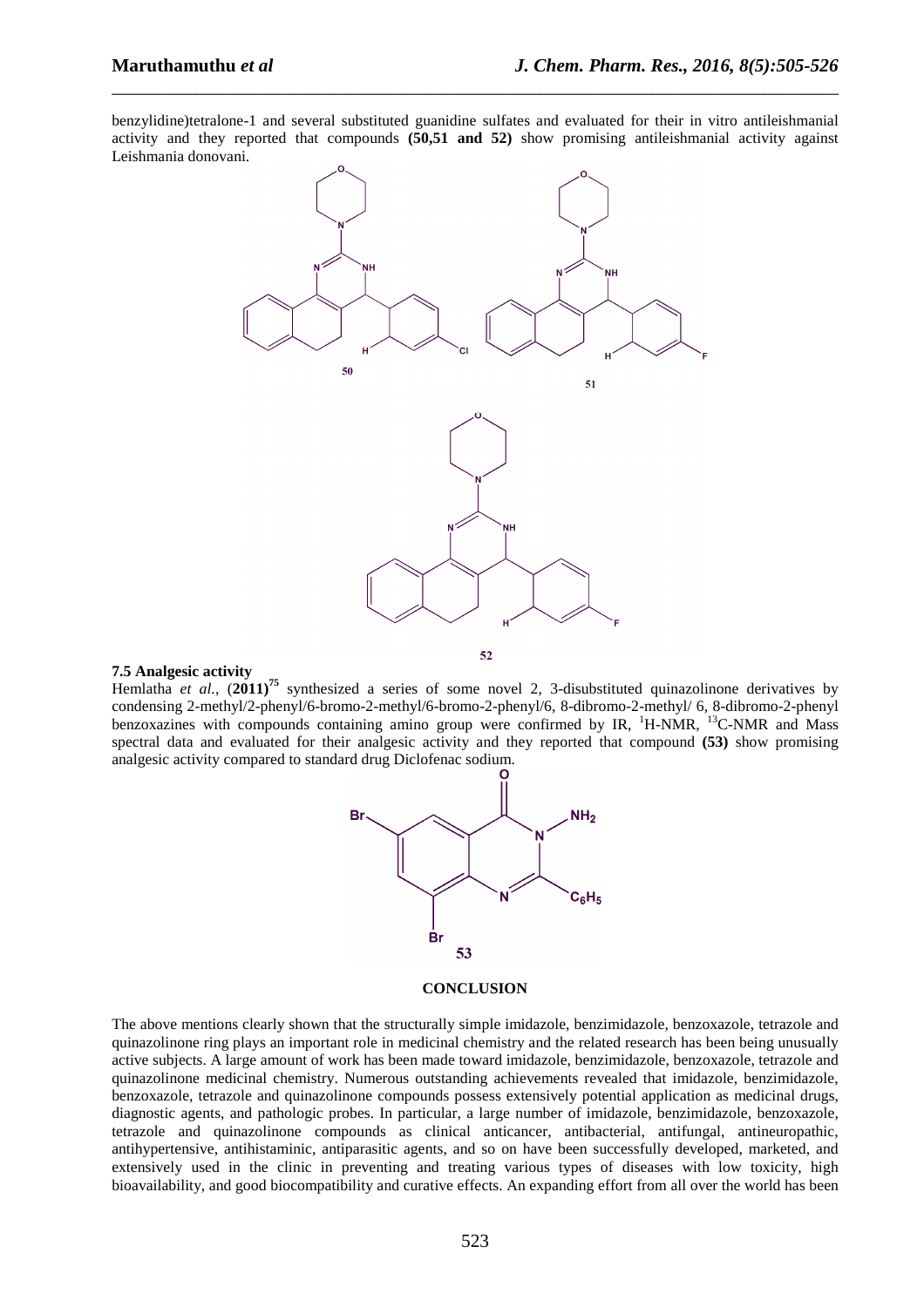benzylidine)tetralone-1 and several substituted guanidine sulfates and evaluated for their in vitro antileishmanial activity and they reported that compounds **(50,51 and 52)** show promising antileishmanial activity against Leishmania donovani.

### 7.5 Analgesic activity

Hemlatha *et al.,* (**2011**)[75] synthesized a series of some novel 2, 3-disubstituted quinazolinone derivatives by condensing 2-methyl/2-phenyl/6-bromo-2-methyl/6-bromo-2-phenyl/6, 8-dibromo-2-methyl/ 6, 8-dibromo-2-phenyl benzoxazines with compounds containing amino group were confirmed by IR, $^{1}$H-NMR, $^{13}$C-NMR and Mass spectral data and evaluated for their analgesic activity and they reported that compound **(53)** show promising analgesic activity compared to standard drug Diclofenac sodium.

## CONCLUSION

The above mentions clearly shown that the structurally simple imidazole, benzimidazole, benzoxazole, tetrazole and quinazolinone ring plays an important role in medicinal chemistry and the related research has been being unusually active subjects. A large amount of work has been made toward imidazole, benzimidazole, benzoxazole, tetrazole and quinazolinone medicinal chemistry. Numerous outstanding achievements revealed that imidazole, benzimidazole, benzoxazole, tetrazole and quinazolinone compounds possess extensively potential application as medicinal drugs, diagnostic agents, and pathologic probes. In particular, a large number of imidazole, benzimidazole, benzoxazole, tetrazole and quinazolinone compounds as clinical anticancer, antibacterial, antifungal, antineuropathic, antihypertensive, antihistaminic, antiparasitic agents, and so on have been successfully developed, marketed, and extensively used in the clinic in preventing and treating various types of diseases with low toxicity, high bioavailability, and good biocompatibility and curative effects. An expanding effort from all over the world has been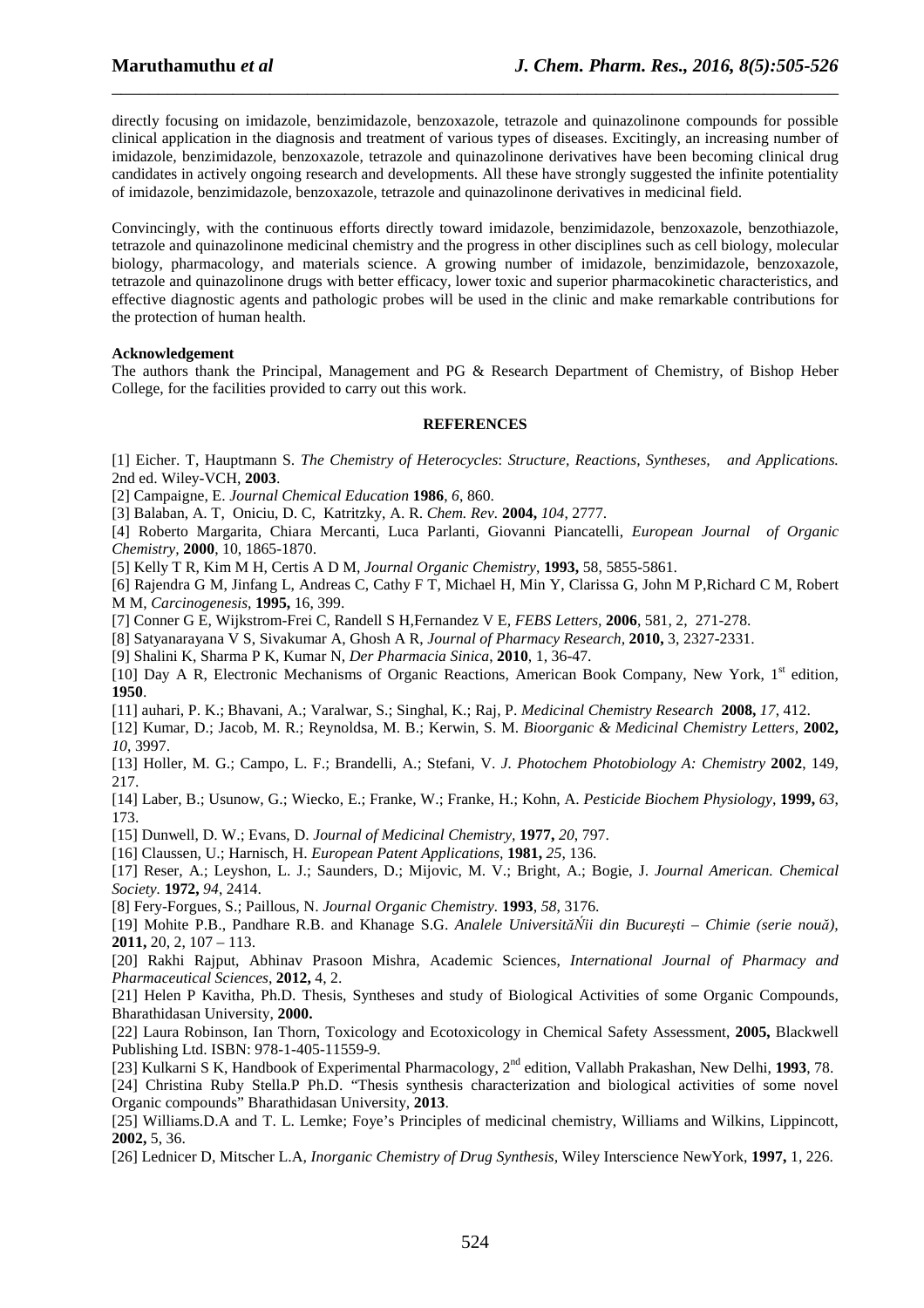directly focusing on imidazole, benzimidazole, benzoxazole, tetrazole and quinazolinone compounds for possible clinical application in the diagnosis and treatment of various types of diseases. Excitingly, an increasing number of imidazole, benzimidazole, benzoxazole, tetrazole and quinazolinone derivatives have been becoming clinical drug candidates in actively ongoing research and developments. All these have strongly suggested the infinite potentiality of imidazole, benzimidazole, benzoxazole, tetrazole and quinazolinone derivatives in medicinal field.

Convincingly, with the continuous efforts directly toward imidazole, benzimidazole, benzoxazole, benzothiazole, tetrazole and quinazolinone medicinal chemistry and the progress in other disciplines such as cell biology, molecular biology, pharmacology, and materials science. A growing number of imidazole, benzimidazole, benzoxazole, tetrazole and quinazolinone drugs with better efficacy, lower toxic and superior pharmacokinetic characteristics, and effective diagnostic agents and pathologic probes will be used in the clinic and make remarkable contributions for the protection of human health.

**Acknowledgement**

The authors thank the Principal, Management and PG & Research Department of Chemistry, of Bishop Heber College, for the facilities provided to carry out this work.

## REFERENCES

[1] Eicher. T, Hauptmann S. *The Chemistry of Heterocycles*: *Structure, Reactions, Syntheses, and Applications.* 2nd ed. Wiley-VCH, **2003**.

[2] Campaigne, E. *Journal Chemical Education* **1986**, *6*, 860.

[3] Balaban, A. T, Oniciu, D. C, Katritzky, A. R. *Chem. Rev.* **2004,** *104*, 2777.

[4] Roberto Margarita, Chiara Mercanti, Luca Parlanti, Giovanni Piancatelli, *European Journal of Organic Chemistry*, **2000**, 10, 1865-1870.

[5] Kelly T R, Kim M H, Certis A D M, *Journal Organic Chemistry*, **1993,** 58, 5855-5861.

[6] Rajendra G M, Jinfang L, Andreas C, Cathy F T, Michael H, Min Y, Clarissa G, John M P,Richard C M, Robert M M, *Carcinogenesis*, **1995,** 16, 399.

[7] Conner G E, Wijkstrom-Frei C, Randell S H,Fernandez V E, *FEBS Letters*, **2006**, 581, 2, 271-278.

[8] Satyanarayana V S, Sivakumar A, Ghosh A R, *Journal of Pharmacy Research*, **2010,** 3, 2327-2331.

[9] Shalini K, Sharma P K, Kumar N, *Der Pharmacia Sinica*, **2010**, 1, 36-47.

[10] Day A R, Electronic Mechanisms of Organic Reactions, American Book Company, New York, 1st edition, **1950**.

[11] auhari, P. K.; Bhavani, A.; Varalwar, S.; Singhal, K.; Raj, P. *Medicinal Chemistry Research* **2008,** *17*, 412.

[12] Kumar, D.; Jacob, M. R.; Reynoldsa, M. B.; Kerwin, S. M. *Bioorganic & Medicinal Chemistry Letters*, **2002,** *10*, 3997.

[13] Holler, M. G.; Campo, L. F.; Brandelli, A.; Stefani, V. *J. Photochem Photobiology A: Chemistry* **2002**, 149, 217.

[14] Laber, B.; Usunow, G.; Wiecko, E.; Franke, W.; Franke, H.; Kohn, A. *Pesticide Biochem Physiology,* **1999,** *63*, 173.

[15] Dunwell, D. W.; Evans, D. *Journal of Medicinal Chemistry,* **1977,** *20*, 797.

[16] Claussen, U.; Harnisch, H. *European Patent Applications,* **1981,** *25,* 136.

[17] Reser, A.; Leyshon, L. J.; Saunders, D.; Mijovic, M. V.; Bright, A.; Bogie, J. *Journal American. Chemical Society.* **1972,** *94*, 2414.

[8] Fery-Forgues, S.; Paillous, N. *Journal Organic Chemistry.* **1993**, *58*, 3176.

[19] Mohite P.B., Pandhare R.B. and Khanage S.G. *Analele UniversităŃii din Bucureşti – Chimie (serie nouă),* **2011,** 20, 2, 107 – 113.

[20] Rakhi Rajput, Abhinav Prasoon Mishra, Academic Sciences, *International Journal of Pharmacy and Pharmaceutical Sciences*, **2012,** 4, 2.

[21] Helen P Kavitha, Ph.D. Thesis, Syntheses and study of Biological Activities of some Organic Compounds, Bharathidasan University, **2000.**

[22] Laura Robinson, Ian Thorn, Toxicology and Ecotoxicology in Chemical Safety Assessment, **2005,** Blackwell Publishing Ltd. ISBN: 978-1-405-11559-9.

[23] Kulkarni S K, Handbook of Experimental Pharmacology, 2nd edition, Vallabh Prakashan, New Delhi, **1993**, 78.

[24] Christina Ruby Stella.P Ph.D. "Thesis synthesis characterization and biological activities of some novel Organic compounds" Bharathidasan University, **2013**.

[25] Williams.D.A and T. L. Lemke; Foye's Principles of medicinal chemistry, Williams and Wilkins, Lippincott, **2002,** 5, 36.

[26] Lednicer D, Mitscher L.A, *Inorganic Chemistry of Drug Synthesis,* Wiley Interscience NewYork, **1997,** 1, 226.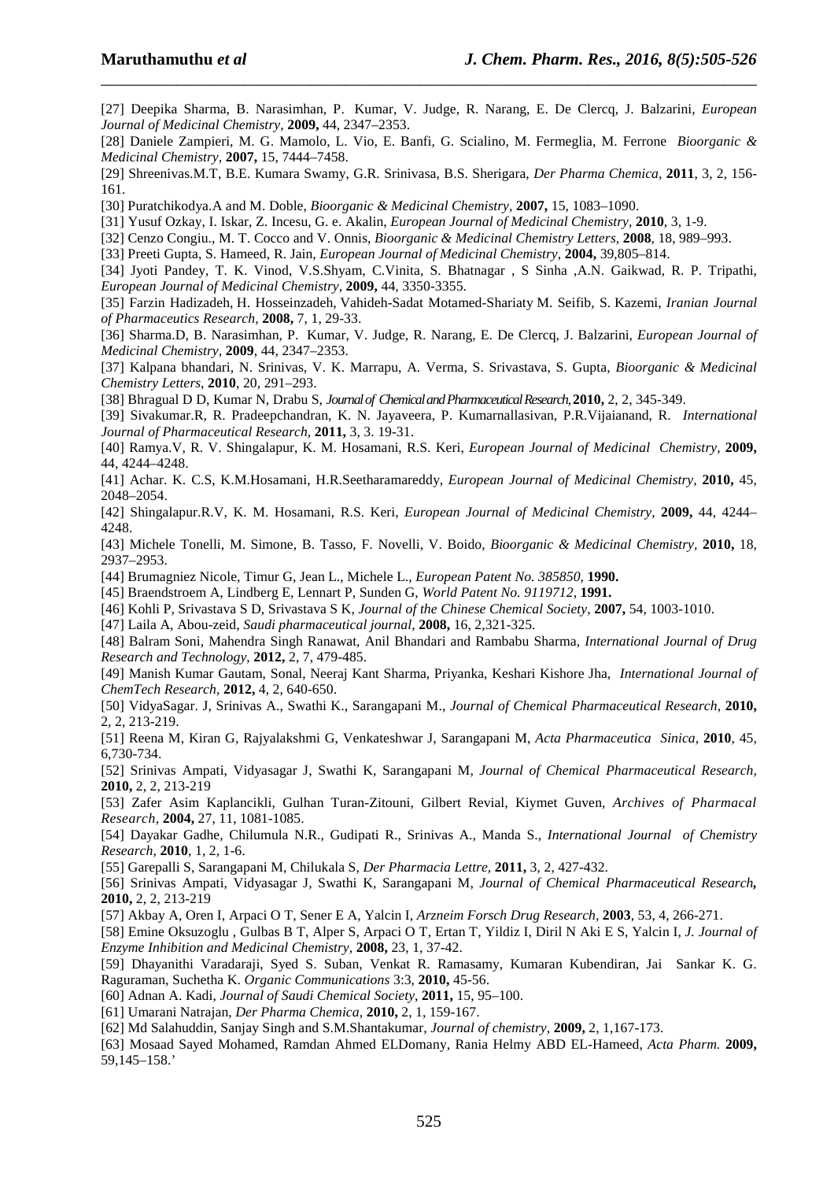[27] Deepika Sharma, B. Narasimhan, P. Kumar, V. Judge, R. Narang, E. De Clercq, J. Balzarini, *European Journal of Medicinal Chemistry*, **2009,** 44, 2347–2353.

[28] Daniele Zampieri, M. G. Mamolo, L. Vio, E. Banfi, G. Scialino, M. Fermeglia, M. Ferrone *Bioorganic & Medicinal Chemistry*, **2007,** 15, 7444–7458.

[29] Shreenivas.M.T, B.E. Kumara Swamy, G.R. Srinivasa, B.S. Sherigara, *Der Pharma Chemica*, **2011**, 3, 2, 156-161.

[30] Puratchikodya.A and M. Doble, *Bioorganic & Medicinal Chemistry*, **2007,** 15, 1083–1090.

[31] Yusuf Ozkay, I. Iskar, Z. Incesu, G. e. Akalin, *European Journal of Medicinal Chemistry*, **2010**, 3, 1-9.

[32] Cenzo Congiu., M. T. Cocco and V. Onnis, *Bioorganic & Medicinal Chemistry Letters*, **2008**, 18, 989–993.

[33] Preeti Gupta, S. Hameed, R. Jain, *European Journal of Medicinal Chemistry*, **2004,** 39,805–814.

[34] Jyoti Pandey, T. K. Vinod, V.S.Shyam, C.Vinita, S. Bhatnagar , S Sinha ,A.N. Gaikwad, R. P. Tripathi, *European Journal of Medicinal Chemistry*, **2009,** 44, 3350-3355.

[35] Farzin Hadizadeh, H. Hosseinzadeh, Vahideh-Sadat Motamed-Shariaty M. Seifib, S. Kazemi, *Iranian Journal of Pharmaceutics Research*, **2008,** 7, 1, 29-33.

[36] Sharma.D, B. Narasimhan, P. Kumar, V. Judge, R. Narang, E. De Clercq, J. Balzarini, *European Journal of Medicinal Chemistry*, **2009**, 44, 2347–2353.

[37] Kalpana bhandari, N. Srinivas, V. K. Marrapu, A. Verma, S. Srivastava, S. Gupta, *Bioorganic & Medicinal Chemistry Letters*, **2010**, 20, 291–293.

[38] Bhragual D D, Kumar N, Drabu S, *Journal of Chemical and Pharmaceutical Research*, **2010,** 2, 2, 345-349.

[39] Sivakumar.R, R. Pradeepchandran, K. N. Jayaveera, P. Kumarnallasivan, P.R.Vijaianand, R. *International Journal of Pharmaceutical Research*, **2011,** 3, 3. 19-31.

[40] Ramya.V, R. V. Shingalapur, K. M. Hosamani, R.S. Keri, *European Journal of Medicinal Chemistry*, **2009,** 44, 4244–4248.

[41] Achar. K. C.S, K.M.Hosamani, H.R.Seetharamareddy, *European Journal of Medicinal Chemistry*, **2010,** 45, 2048–2054.

[42] Shingalapur.R.V, K. M. Hosamani, R.S. Keri, *European Journal of Medicinal Chemistry*, **2009,** 44, 4244–4248.

[43] Michele Tonelli, M. Simone, B. Tasso, F. Novelli, V. Boido, *Bioorganic & Medicinal Chemistry*, **2010,** 18, 2937–2953.

[44] Brumagniez Nicole, Timur G, Jean L., Michele L., *European Patent No. 385850,* **1990.**

[45] Braendstroem A, Lindberg E, Lennart P, Sunden G, *World Patent No. 9119712*, **1991.**

[46] Kohli P, Srivastava S D, Srivastava S K, *Journal of the Chinese Chemical Society*, **2007,** 54, 1003-1010.

[47] Laila A, Abou-zeid, *Saudi pharmaceutical journal*, **2008,** 16, 2,321-325.

[48] Balram Soni, Mahendra Singh Ranawat, Anil Bhandari and Rambabu Sharma, *International Journal of Drug Research and Technology*, **2012,** 2, 7, 479-485.

[49] Manish Kumar Gautam, Sonal, Neeraj Kant Sharma, Priyanka, Keshari Kishore Jha, *International Journal of ChemTech Research*, **2012,** 4, 2, 640-650.

[50] VidyaSagar. J, Srinivas A., Swathi K., Sarangapani M., *Journal of Chemical Pharmaceutical Research*, **2010,** 2, 2, 213-219.

[51] Reena M, Kiran G, Rajyalakshmi G, Venkateshwar J, Sarangapani M, *Acta Pharmaceutica Sinica*, **2010**, 45, 6,730-734.

[52] Srinivas Ampati, Vidyasagar J, Swathi K, Sarangapani M, *Journal of Chemical Pharmaceutical Research,* **2010,** 2, 2, 213-219

[53] Zafer Asim Kaplancikli, Gulhan Turan-Zitouni, Gilbert Revial, Kiymet Guven, *Archives of Pharmacal Research*, **2004,** 27, 11, 1081-1085.

[54] Dayakar Gadhe, Chilumula N.R., Gudipati R., Srinivas A., Manda S., *International Journal of Chemistry Research*, **2010**, 1, 2, 1-6.

[55] Garepalli S, Sarangapani M, Chilukala S, *Der Pharmacia Lettre*, **2011,** 3, 2, 427-432.

[56] Srinivas Ampati, Vidyasagar J, Swathi K, Sarangapani M, *Journal of Chemical Pharmaceutical Research***,** **2010,** 2, 2, 213-219

[57] Akbay A, Oren I, Arpaci O T, Sener E A, Yalcin I, *Arzneim Forsch Drug Research*, **2003**, 53, 4, 266-271.

[58] Emine Oksuzoglu , Gulbas B T, Alper S, Arpaci O T, Ertan T, Yildiz I, Diril N Aki E S, Yalcin I, *J. Journal of Enzyme Inhibition and Medicinal Chemistry*, **2008,** 23, 1, 37-42.

[59] Dhayanithi Varadaraji, Syed S. Suban, Venkat R. Ramasamy, Kumaran Kubendiran, Jai Sankar K. G. Raguraman, Suchetha K. *Organic Communications* 3:3, **2010,** 45-56.

[60] Adnan A. Kadi, *Journal of Saudi Chemical Society*, **2011,** 15, 95–100.

[61] Umarani Natrajan, *Der Pharma Chemica*, **2010,** 2, 1, 159-167.

[62] Md Salahuddin, Sanjay Singh and S.M.Shantakumar, *Journal of chemistry*, **2009,** 2, 1,167-173.

[63] Mosaad Sayed Mohamed, Ramdan Ahmed ELDomany, Rania Helmy ABD EL-Hameed, *Acta Pharm.* **2009,** 59,145–158.'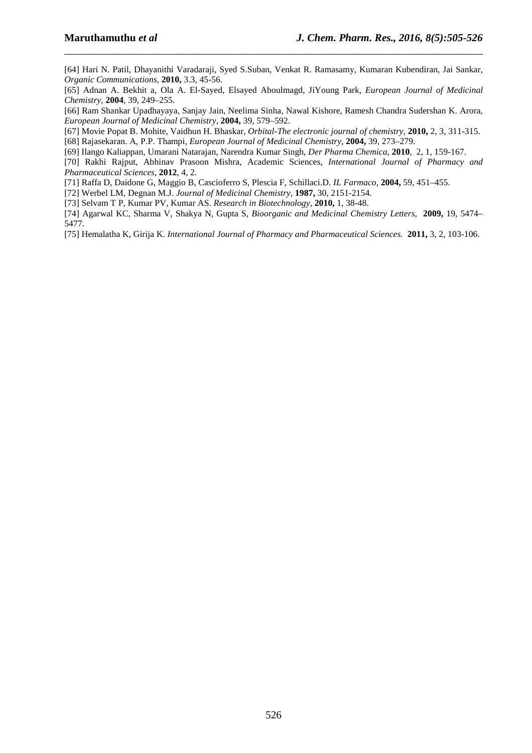[64] Hari N. Patil, Dhayanithi Varadaraji, Syed S.Suban, Venkat R. Ramasamy, Kumaran Kubendiran, Jai Sankar, *Organic Communications,* **2010,** 3.3, 45-56.

[65] Adnan A. Bekhit a, Ola A. El-Sayed, Elsayed Aboulmagd, JiYoung Park, *European Journal of Medicinal Chemistry*, **2004**, 39, 249–255.

[66] Ram Shankar Upadhayaya, Sanjay Jain, Neelima Sinha, Nawal Kishore, Ramesh Chandra Sudershan K. Arora, *European Journal of Medicinal Chemistry*, **2004,** 39, 579–592.

[67] Movie Popat B. Mohite, Vaidhun H. Bhaskar, *Orbital-The electronic journal of chemistry*, **2010,** 2, 3, 311-315.

[68] Rajasekaran. A, P.P. Thampi, *European Journal of Medicinal Chemistry*, **2004,** 39, 273–279.

[69] Ilango Kaliappan, Umarani Natarajan, Narendra Kumar Singh, *Der Pharma Chemica*, **2010**, 2, 1, 159-167.

[70] Rakhi Rajput, Abhinav Prasoon Mishra, Academic Sciences, *International Journal of Pharmacy and Pharmaceutical Sciences*, **2012**, 4, 2.

[71] Raffa D, Daidone G, Maggio B, Cascioferro S, Plescia F, Schillaci.D. *IL Farmaco,* **2004,** 59, 451–455.

[72] Werbel LM, Degnan M.J. *Journal of Medicinal Chemistry*, **1987,** 30, 2151-2154.

[73] Selvam T P, Kumar PV, Kumar AS. *Research in Biotechnology*, **2010,** 1, 38-48.

[74] Agarwal KC, Sharma V, Shakya N, Gupta S, *Bioorganic and Medicinal Chemistry Letters*, **2009,** 19, 5474–5477.

[75] Hemalatha K, Girija K. *International Journal of Pharmacy and Pharmaceutical Sciences.* **2011,** 3, 2, 103-106.